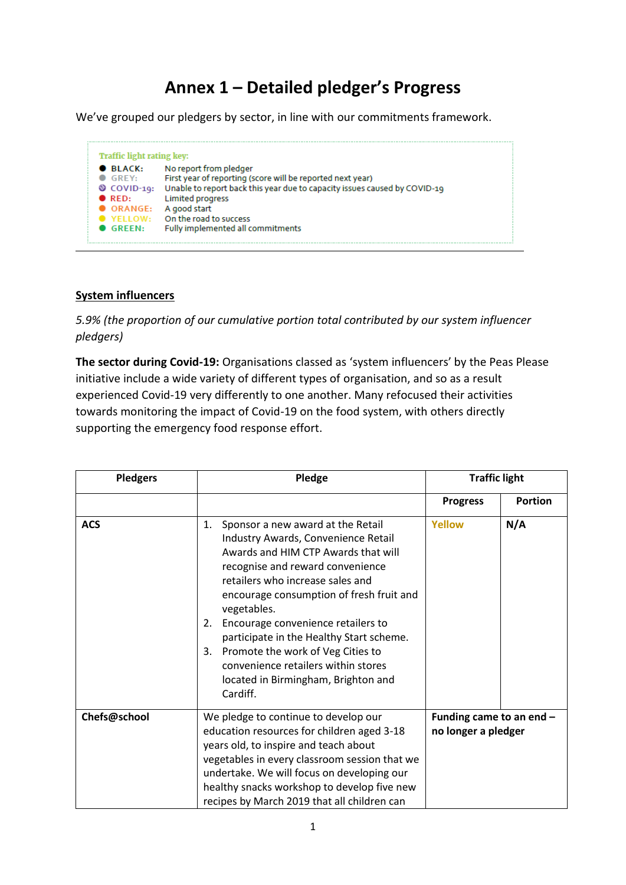# Annex 1 – Detailed pledger's Progress

We've grouped our pledgers by sector, in line with our commitments framework.

**Traffic light rating key:**

- BLACK: No report from pledger
- GREY: First year of reporting (score will be reported next year)
- COVID-19: Unable to report back this year due to capacity issues caused by COVID-19
- RED: Limited progress
- ORANGE: A good start
- YELLOW: On the road to success
- GREEN: Fully implemented all commitments

---

## System influencers

*5.9% (the proportion of our cumulative portion total contributed by our system influencer pledgers)*

**The sector during Covid-19:** Organisations classed as 'system influencers' by the Peas Please initiative include a wide variety of different types of organisation, and so as a result experienced Covid-19 very differently to one another. Many refocused their activities towards monitoring the impact of Covid-19 on the food system, with others directly supporting the emergency food response effort.

| Pledgers | Pledge | Traffic light | |
|---|---|---|---|
| | | **Progress** | **Portion** |
| **ACS** | 1. Sponsor a new award at the Retail Industry Awards, Convenience Retail Awards and HIM CTP Awards that will recognise and reward convenience retailers who increase sales and encourage consumption of fresh fruit and vegetables.<br>2. Encourage convenience retailers to participate in the Healthy Start scheme.<br>3. Promote the work of Veg Cities to convenience retailers within stores located in Birmingham, Brighton and Cardiff. | **Yellow** | **N/A** |
| **Chefs@school** | We pledge to continue to develop our education resources for children aged 3-18 years old, to inspire and teach about vegetables in every classroom session that we undertake. We will focus on developing our healthy snacks workshop to develop five new recipes by March 2019 that all children can | **Funding came to an end – no longer a pledger** | |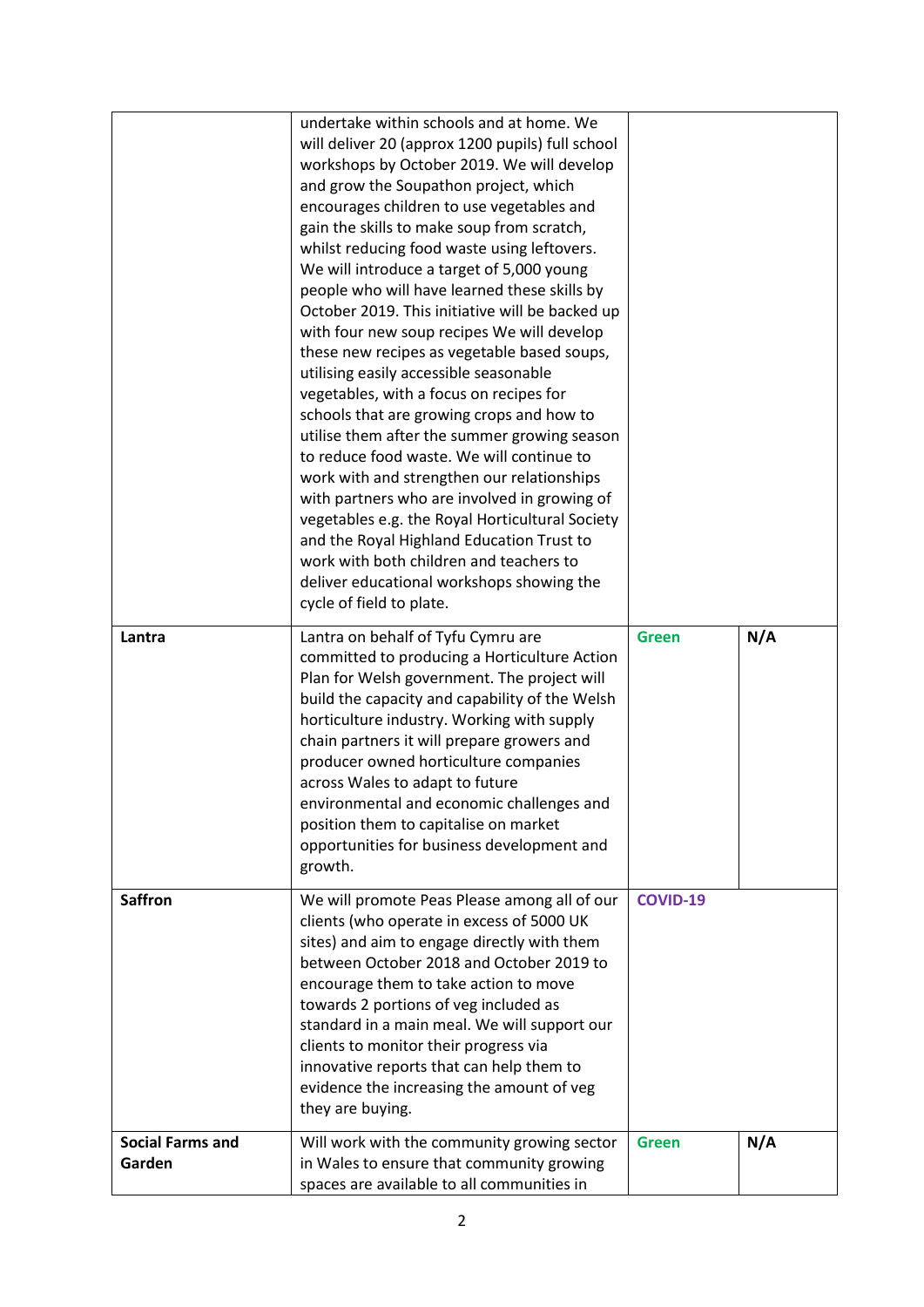| | | | |
|---|---|---|---|
| | undertake within schools and at home. We will deliver 20 (approx 1200 pupils) full school workshops by October 2019. We will develop and grow the Soupathon project, which encourages children to use vegetables and gain the skills to make soup from scratch, whilst reducing food waste using leftovers. We will introduce a target of 5,000 young people who will have learned these skills by October 2019. This initiative will be backed up with four new soup recipes We will develop these new recipes as vegetable based soups, utilising easily accessible seasonable vegetables, with a focus on recipes for schools that are growing crops and how to utilise them after the summer growing season to reduce food waste. We will continue to work with and strengthen our relationships with partners who are involved in growing of vegetables e.g. the Royal Horticultural Society and the Royal Highland Education Trust to work with both children and teachers to deliver educational workshops showing the cycle of field to plate. | | |
| **Lantra** | Lantra on behalf of Tyfu Cymru are committed to producing a Horticulture Action Plan for Welsh government. The project will build the capacity and capability of the Welsh horticulture industry. Working with supply chain partners it will prepare growers and producer owned horticulture companies across Wales to adapt to future environmental and economic challenges and position them to capitalise on market opportunities for business development and growth. | **Green** | **N/A** |
| **Saffron** | We will promote Peas Please among all of our clients (who operate in excess of 5000 UK sites) and aim to engage directly with them between October 2018 and October 2019 to encourage them to take action to move towards 2 portions of veg included as standard in a main meal. We will support our clients to monitor their progress via innovative reports that can help them to evidence the increasing the amount of veg they are buying. | **COVID-19** | |
| **Social Farms and Garden** | Will work with the community growing sector in Wales to ensure that community growing spaces are available to all communities in | **Green** | **N/A** |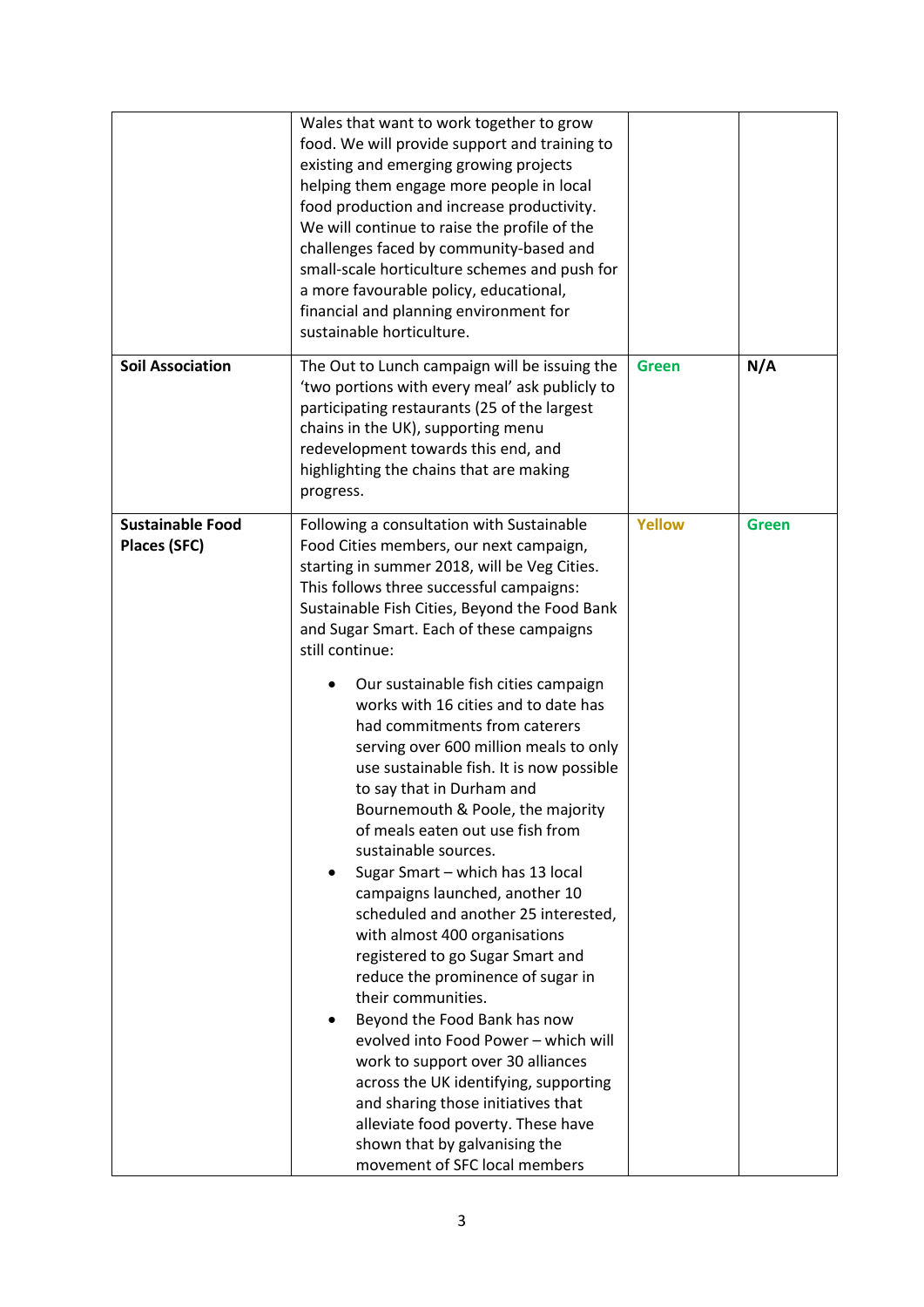| | | | |
|---|---|---|---|
| | Wales that want to work together to grow food. We will provide support and training to existing and emerging growing projects helping them engage more people in local food production and increase productivity. We will continue to raise the profile of the challenges faced by community-based and small-scale horticulture schemes and push for a more favourable policy, educational, financial and planning environment for sustainable horticulture. | | |
| **Soil Association** | The Out to Lunch campaign will be issuing the 'two portions with every meal' ask publicly to participating restaurants (25 of the largest chains in the UK), supporting menu redevelopment towards this end, and highlighting the chains that are making progress. | **Green** | **N/A** |
| **Sustainable Food Places (SFC)** | Following a consultation with Sustainable Food Cities members, our next campaign, starting in summer 2018, will be Veg Cities. This follows three successful campaigns: Sustainable Fish Cities, Beyond the Food Bank and Sugar Smart. Each of these campaigns still continue:<br><br>• Our sustainable fish cities campaign works with 16 cities and to date has had commitments from caterers serving over 600 million meals to only use sustainable fish. It is now possible to say that in Durham and Bournemouth & Poole, the majority of meals eaten out use fish from sustainable sources.<br>• Sugar Smart – which has 13 local campaigns launched, another 10 scheduled and another 25 interested, with almost 400 organisations registered to go Sugar Smart and reduce the prominence of sugar in their communities.<br>• Beyond the Food Bank has now evolved into Food Power – which will work to support over 30 alliances across the UK identifying, supporting and sharing those initiatives that alleviate food poverty. These have shown that by galvanising the movement of SFC local members | **Yellow** | **Green** |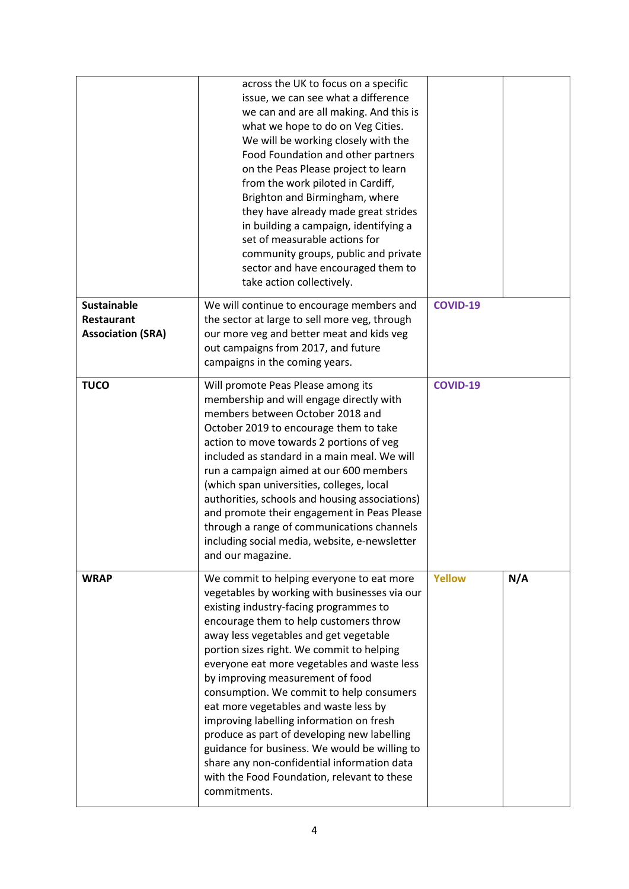| | | | |
|---|---|---|---|
| | across the UK to focus on a specific issue, we can see what a difference we can and are all making. And this is what we hope to do on Veg Cities. We will be working closely with the Food Foundation and other partners on the Peas Please project to learn from the work piloted in Cardiff, Brighton and Birmingham, where they have already made great strides in building a campaign, identifying a set of measurable actions for community groups, public and private sector and have encouraged them to take action collectively. | | |
| **Sustainable Restaurant Association (SRA)** | We will continue to encourage members and the sector at large to sell more veg, through our more veg and better meat and kids veg out campaigns from 2017, and future campaigns in the coming years. | **COVID-19** | |
| **TUCO** | Will promote Peas Please among its membership and will engage directly with members between October 2018 and October 2019 to encourage them to take action to move towards 2 portions of veg included as standard in a main meal. We will run a campaign aimed at our 600 members (which span universities, colleges, local authorities, schools and housing associations) and promote their engagement in Peas Please through a range of communications channels including social media, website, e-newsletter and our magazine. | **COVID-19** | |
| **WRAP** | We commit to helping everyone to eat more vegetables by working with businesses via our existing industry-facing programmes to encourage them to help customers throw away less vegetables and get vegetable portion sizes right. We commit to helping everyone eat more vegetables and waste less by improving measurement of food consumption. We commit to help consumers eat more vegetables and waste less by improving labelling information on fresh produce as part of developing new labelling guidance for business. We would be willing to share any non-confidential information data with the Food Foundation, relevant to these commitments. | **Yellow** | **N/A** |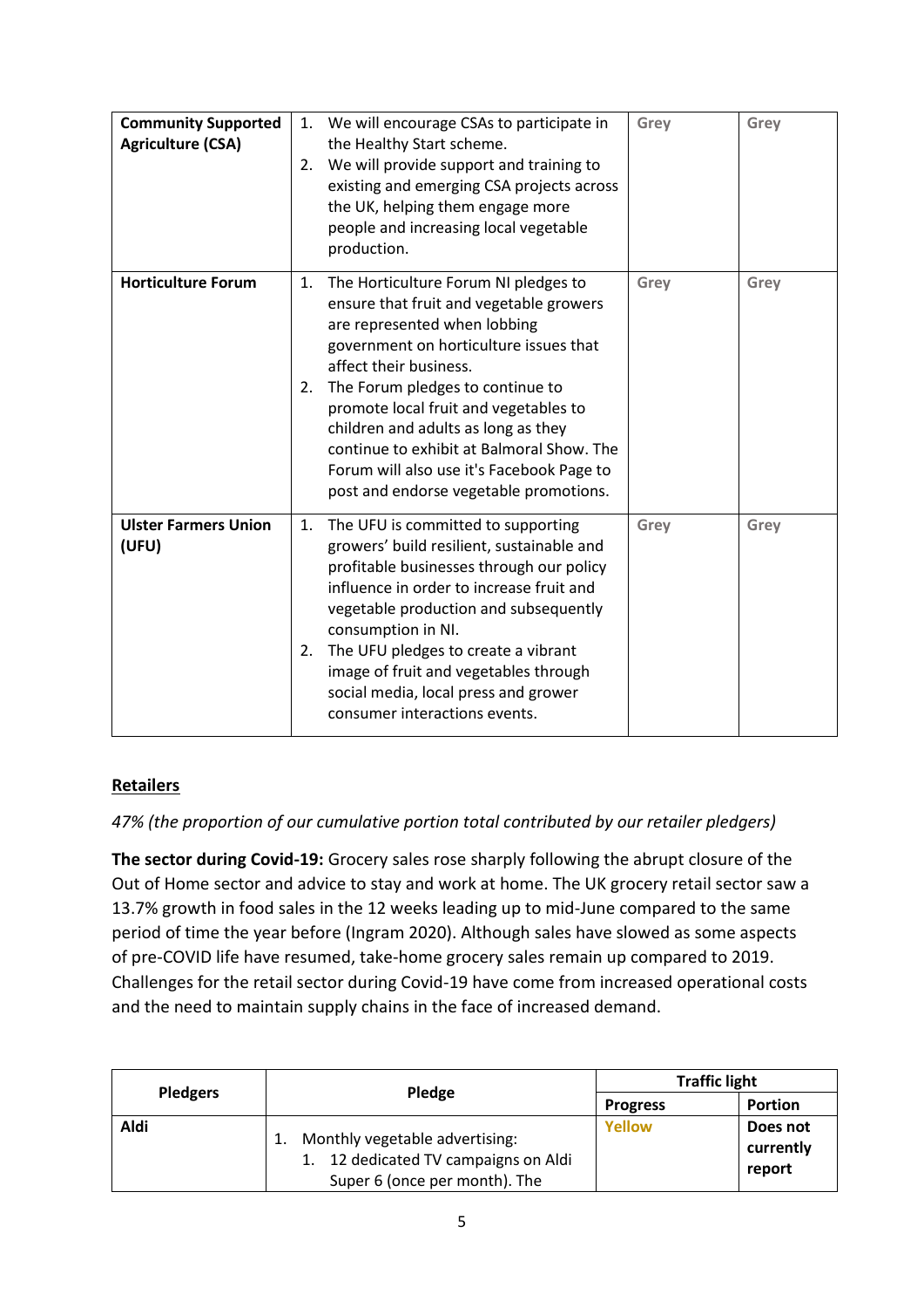| Community Supported Agriculture (CSA) | 1. We will encourage CSAs to participate in the Healthy Start scheme.<br>2. We will provide support and training to existing and emerging CSA projects across the UK, helping them engage more people and increasing local vegetable production. | Grey | Grey |
|---|---|---|---|
| **Horticulture Forum** | 1. The Horticulture Forum NI pledges to ensure that fruit and vegetable growers are represented when lobbing government on horticulture issues that affect their business.<br>2. The Forum pledges to continue to promote local fruit and vegetables to children and adults as long as they continue to exhibit at Balmoral Show. The Forum will also use it's Facebook Page to post and endorse vegetable promotions. | Grey | Grey |
| **Ulster Farmers Union (UFU)** | 1. The UFU is committed to supporting growers' build resilient, sustainable and profitable businesses through our policy influence in order to increase fruit and vegetable production and subsequently consumption in NI.<br>2. The UFU pledges to create a vibrant image of fruit and vegetables through social media, local press and grower consumer interactions events. | Grey | Grey |

## Retailers

*47% (the proportion of our cumulative portion total contributed by our retailer pledgers)*

**The sector during Covid-19:** Grocery sales rose sharply following the abrupt closure of the Out of Home sector and advice to stay and work at home. The UK grocery retail sector saw a 13.7% growth in food sales in the 12 weeks leading up to mid-June compared to the same period of time the year before (Ingram 2020). Although sales have slowed as some aspects of pre-COVID life have resumed, take-home grocery sales remain up compared to 2019. Challenges for the retail sector during Covid-19 have come from increased operational costs and the need to maintain supply chains in the face of increased demand.

| Pledgers | Pledge | Traffic light | |
|---|---|---|---|
| | | Progress | Portion |
| Aldi | 1. Monthly vegetable advertising:<br>1. 12 dedicated TV campaigns on Aldi Super 6 (once per month). The | Yellow | Does not currently report |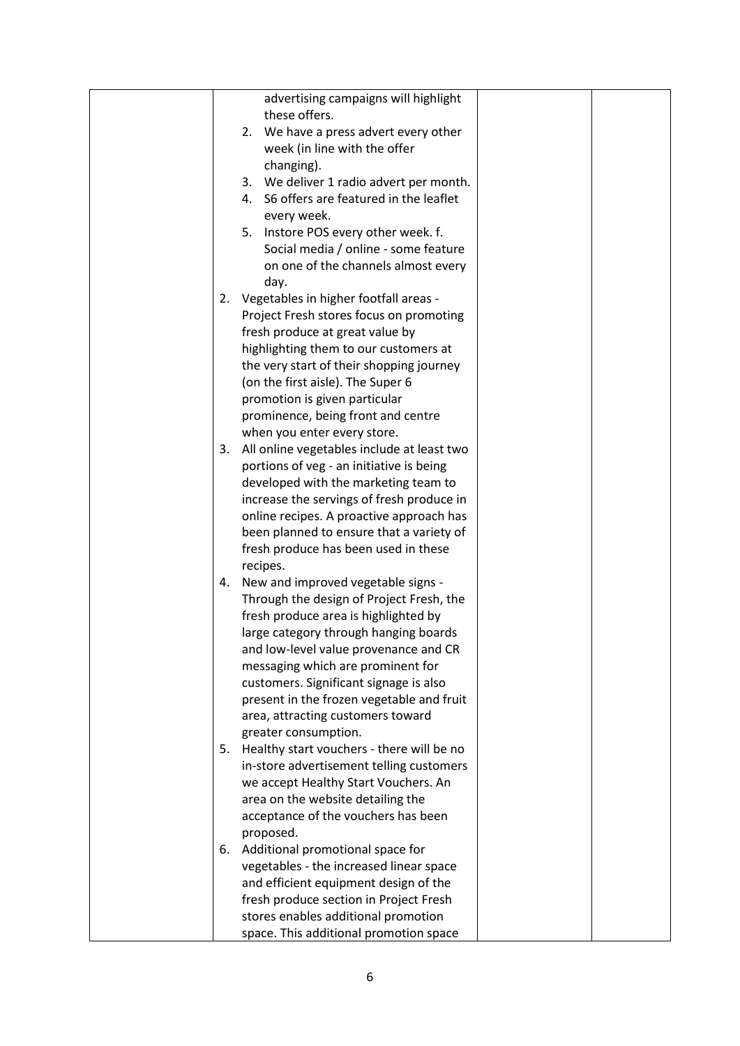| | | | |
|---|---|---|---|
| | advertising campaigns will highlight these offers.<br>2. We have a press advert every other week (in line with the offer changing).<br>3. We deliver 1 radio advert per month.<br>4. S6 offers are featured in the leaflet every week.<br>5. Instore POS every other week. f. Social media / online - some feature on one of the channels almost every day.<br>2. Vegetables in higher footfall areas - Project Fresh stores focus on promoting fresh produce at great value by highlighting them to our customers at the very start of their shopping journey (on the first aisle). The Super 6 promotion is given particular prominence, being front and centre when you enter every store.<br>3. All online vegetables include at least two portions of veg - an initiative is being developed with the marketing team to increase the servings of fresh produce in online recipes. A proactive approach has been planned to ensure that a variety of fresh produce has been used in these recipes.<br>4. New and improved vegetable signs - Through the design of Project Fresh, the fresh produce area is highlighted by large category through hanging boards and low-level value provenance and CR messaging which are prominent for customers. Significant signage is also present in the frozen vegetable and fruit area, attracting customers toward greater consumption.<br>5. Healthy start vouchers - there will be no in-store advertisement telling customers we accept Healthy Start Vouchers. An area on the website detailing the acceptance of the vouchers has been proposed.<br>6. Additional promotional space for vegetables - the increased linear space and efficient equipment design of the fresh produce section in Project Fresh stores enables additional promotion space. This additional promotion space | | |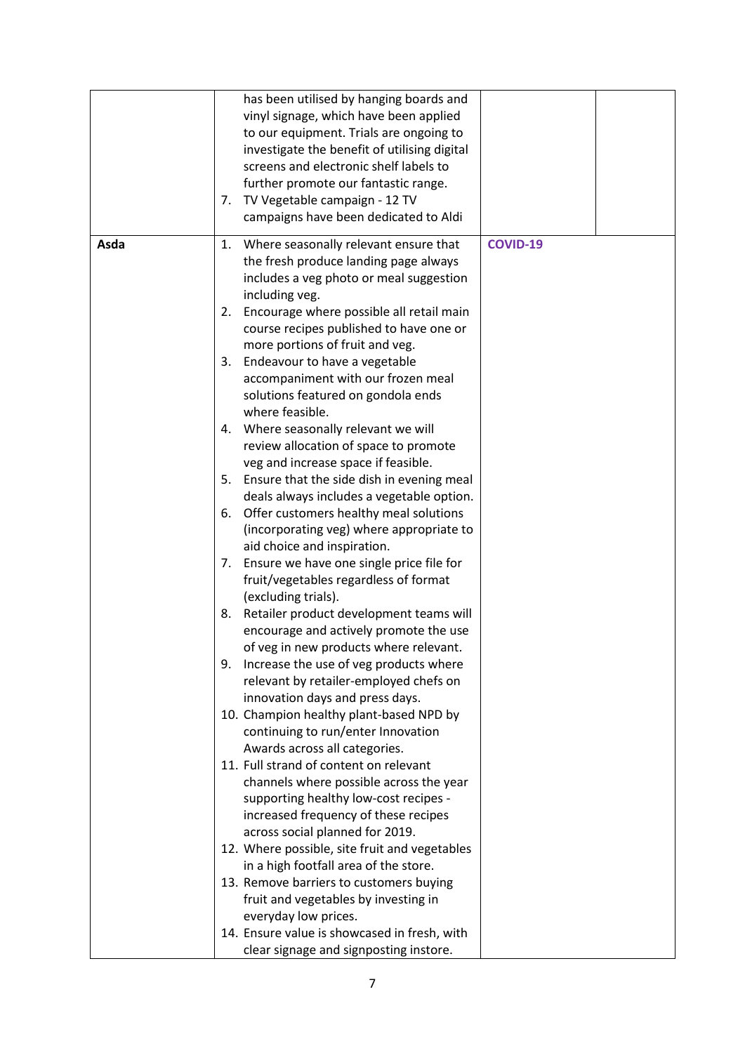| | | | |
|---|---|---|---|
| | has been utilised by hanging boards and vinyl signage, which have been applied to our equipment. Trials are ongoing to investigate the benefit of utilising digital screens and electronic shelf labels to further promote our fantastic range.<br>7. TV Vegetable campaign - 12 TV campaigns have been dedicated to Aldi | | |
| **Asda** | 1. Where seasonally relevant ensure that the fresh produce landing page always includes a veg photo or meal suggestion including veg.<br>2. Encourage where possible all retail main course recipes published to have one or more portions of fruit and veg.<br>3. Endeavour to have a vegetable accompaniment with our frozen meal solutions featured on gondola ends where feasible.<br>4. Where seasonally relevant we will review allocation of space to promote veg and increase space if feasible.<br>5. Ensure that the side dish in evening meal deals always includes a vegetable option.<br>6. Offer customers healthy meal solutions (incorporating veg) where appropriate to aid choice and inspiration.<br>7. Ensure we have one single price file for fruit/vegetables regardless of format (excluding trials).<br>8. Retailer product development teams will encourage and actively promote the use of veg in new products where relevant.<br>9. Increase the use of veg products where relevant by retailer-employed chefs on innovation days and press days.<br>10. Champion healthy plant-based NPD by continuing to run/enter Innovation Awards across all categories.<br>11. Full strand of content on relevant channels where possible across the year supporting healthy low-cost recipes - increased frequency of these recipes across social planned for 2019.<br>12. Where possible, site fruit and vegetables in a high footfall area of the store.<br>13. Remove barriers to customers buying fruit and vegetables by investing in everyday low prices.<br>14. Ensure value is showcased in fresh, with clear signage and signposting instore. | **COVID-19** | |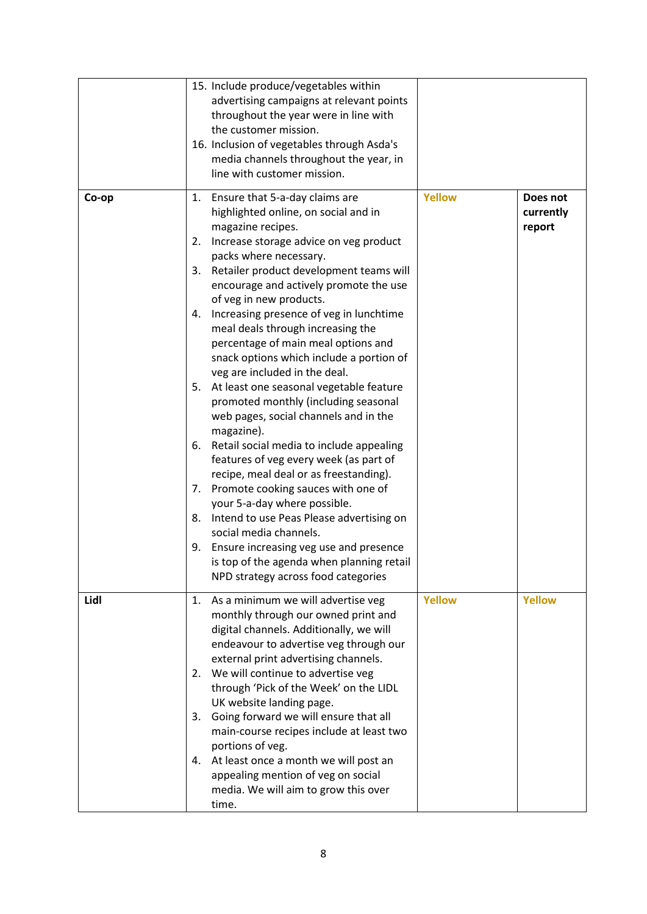| | | | |
|---|---|---|---|
| | 15. Include produce/vegetables within advertising campaigns at relevant points throughout the year were in line with the customer mission.<br>16. Inclusion of vegetables through Asda's media channels throughout the year, in line with customer mission. | | |
| **Co-op** | 1. Ensure that 5-a-day claims are highlighted online, on social and in magazine recipes.<br>2. Increase storage advice on veg product packs where necessary.<br>3. Retailer product development teams will encourage and actively promote the use of veg in new products.<br>4. Increasing presence of veg in lunchtime meal deals through increasing the percentage of main meal options and snack options which include a portion of veg are included in the deal.<br>5. At least one seasonal vegetable feature promoted monthly (including seasonal web pages, social channels and in the magazine).<br>6. Retail social media to include appealing features of veg every week (as part of recipe, meal deal or as freestanding).<br>7. Promote cooking sauces with one of your 5-a-day where possible.<br>8. Intend to use Peas Please advertising on social media channels.<br>9. Ensure increasing veg use and presence is top of the agenda when planning retail NPD strategy across food categories | **Yellow** | **Does not currently report** |
| **Lidl** | 1. As a minimum we will advertise veg monthly through our owned print and digital channels. Additionally, we will endeavour to advertise veg through our external print advertising channels.<br>2. We will continue to advertise veg through 'Pick of the Week' on the LIDL UK website landing page.<br>3. Going forward we will ensure that all main-course recipes include at least two portions of veg.<br>4. At least once a month we will post an appealing mention of veg on social media. We will aim to grow this over time. | **Yellow** | **Yellow** |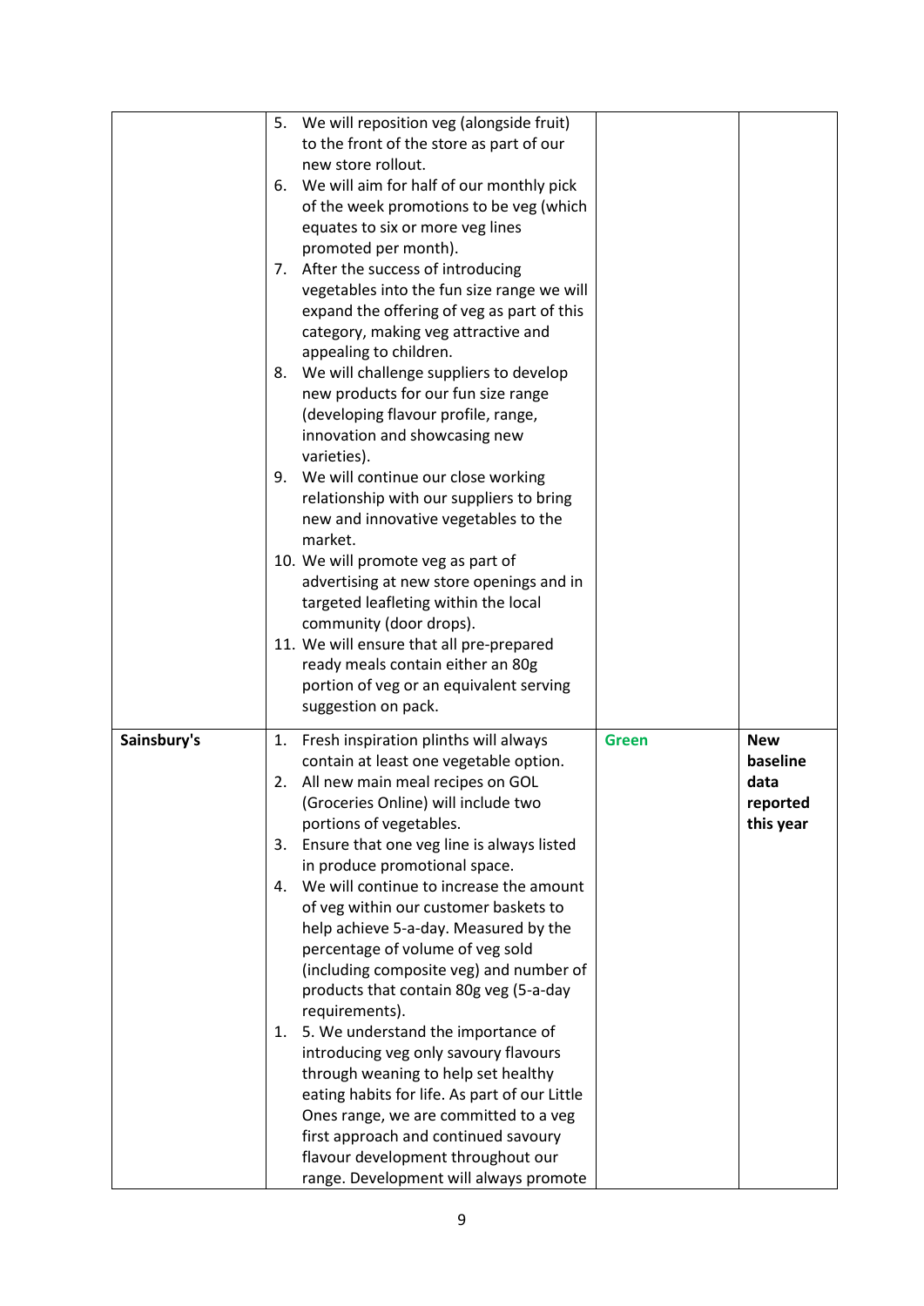| | | | |
|---|---|---|---|
| | 5. We will reposition veg (alongside fruit) to the front of the store as part of our new store rollout.<br>6. We will aim for half of our monthly pick of the week promotions to be veg (which equates to six or more veg lines promoted per month).<br>7. After the success of introducing vegetables into the fun size range we will expand the offering of veg as part of this category, making veg attractive and appealing to children.<br>8. We will challenge suppliers to develop new products for our fun size range (developing flavour profile, range, innovation and showcasing new varieties).<br>9. We will continue our close working relationship with our suppliers to bring new and innovative vegetables to the market.<br>10. We will promote veg as part of advertising at new store openings and in targeted leafleting within the local community (door drops).<br>11. We will ensure that all pre-prepared ready meals contain either an 80g portion of veg or an equivalent serving suggestion on pack. | | |
| **Sainsbury's** | 1. Fresh inspiration plinths will always contain at least one vegetable option.<br>2. All new main meal recipes on GOL (Groceries Online) will include two portions of vegetables.<br>3. Ensure that one veg line is always listed in produce promotional space.<br>4. We will continue to increase the amount of veg within our customer baskets to help achieve 5-a-day. Measured by the percentage of volume of veg sold (including composite veg) and number of products that contain 80g veg (5-a-day requirements).<br>1. 5. We understand the importance of introducing veg only savoury flavours through weaning to help set healthy eating habits for life. As part of our Little Ones range, we are committed to a veg first approach and continued savoury flavour development throughout our range. Development will always promote | **Green** | **New baseline data reported this year** |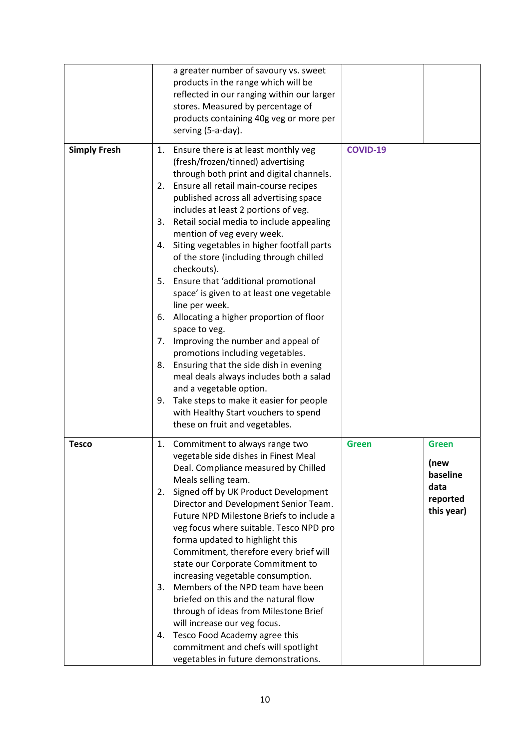| | | | |
|---|---|---|---|
| | a greater number of savoury vs. sweet products in the range which will be reflected in our ranging within our larger stores. Measured by percentage of products containing 40g veg or more per serving (5-a-day). | | |
| **Simply Fresh** | 1. Ensure there is at least monthly veg (fresh/frozen/tinned) advertising through both print and digital channels.<br>2. Ensure all retail main-course recipes published across all advertising space includes at least 2 portions of veg.<br>3. Retail social media to include appealing mention of veg every week.<br>4. Siting vegetables in higher footfall parts of the store (including through chilled checkouts).<br>5. Ensure that 'additional promotional space' is given to at least one vegetable line per week.<br>6. Allocating a higher proportion of floor space to veg.<br>7. Improving the number and appeal of promotions including vegetables.<br>8. Ensuring that the side dish in evening meal deals always includes both a salad and a vegetable option.<br>9. Take steps to make it easier for people with Healthy Start vouchers to spend these on fruit and vegetables. | **COVID-19** | |
| **Tesco** | 1. Commitment to always range two vegetable side dishes in Finest Meal Deal. Compliance measured by Chilled Meals selling team.<br>2. Signed off by UK Product Development Director and Development Senior Team. Future NPD Milestone Briefs to include a veg focus where suitable. Tesco NPD pro forma updated to highlight this Commitment, therefore every brief will state our Corporate Commitment to increasing vegetable consumption.<br>3. Members of the NPD team have been briefed on this and the natural flow through of ideas from Milestone Brief will increase our veg focus.<br>4. Tesco Food Academy agree this commitment and chefs will spotlight vegetables in future demonstrations. | **Green** | **Green**<br>**(new baseline data reported this year)** |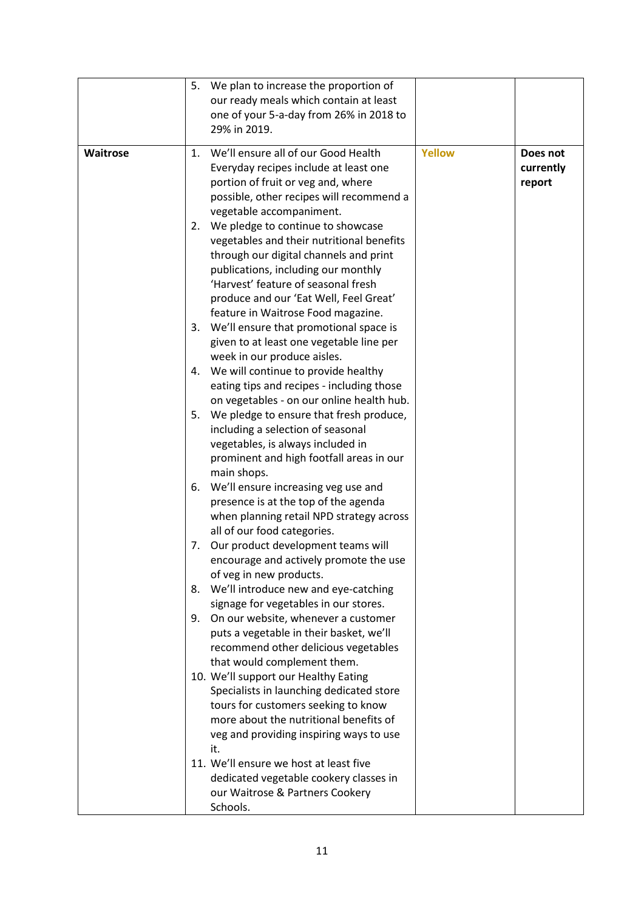| | | | |
|---|---|---|---|
| | 5. We plan to increase the proportion of our ready meals which contain at least one of your 5-a-day from 26% in 2018 to 29% in 2019. | | |
| **Waitrose** | 1. We'll ensure all of our Good Health Everyday recipes include at least one portion of fruit or veg and, where possible, other recipes will recommend a vegetable accompaniment.<br>2. We pledge to continue to showcase vegetables and their nutritional benefits through our digital channels and print publications, including our monthly 'Harvest' feature of seasonal fresh produce and our 'Eat Well, Feel Great' feature in Waitrose Food magazine.<br>3. We'll ensure that promotional space is given to at least one vegetable line per week in our produce aisles.<br>4. We will continue to provide healthy eating tips and recipes - including those on vegetables - on our online health hub.<br>5. We pledge to ensure that fresh produce, including a selection of seasonal vegetables, is always included in prominent and high footfall areas in our main shops.<br>6. We'll ensure increasing veg use and presence is at the top of the agenda when planning retail NPD strategy across all of our food categories.<br>7. Our product development teams will encourage and actively promote the use of veg in new products.<br>8. We'll introduce new and eye-catching signage for vegetables in our stores.<br>9. On our website, whenever a customer puts a vegetable in their basket, we'll recommend other delicious vegetables that would complement them.<br>10. We'll support our Healthy Eating Specialists in launching dedicated store tours for customers seeking to know more about the nutritional benefits of veg and providing inspiring ways to use it.<br>11. We'll ensure we host at least five dedicated vegetable cookery classes in our Waitrose & Partners Cookery Schools. | **Yellow** | **Does not currently report** |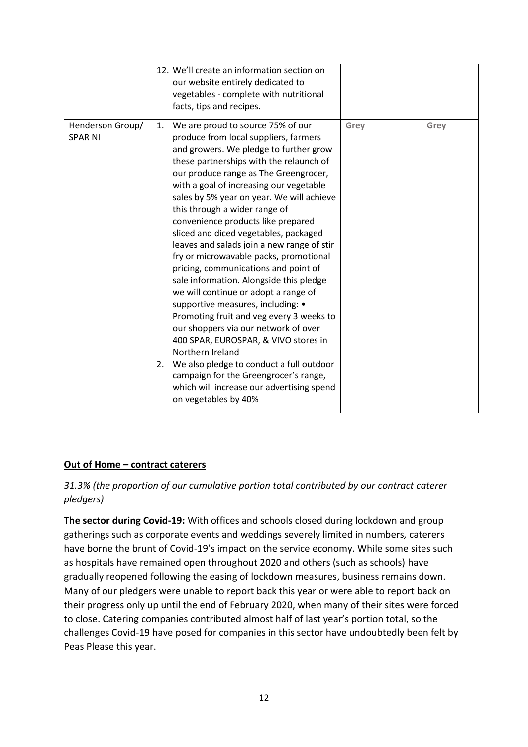|  |  |  |  |
|---|---|---|---|
|  | 12. We'll create an information section on our website entirely dedicated to vegetables - complete with nutritional facts, tips and recipes. |  |  |
| Henderson Group/ SPAR NI | 1. We are proud to source 75% of our produce from local suppliers, farmers and growers. We pledge to further grow these partnerships with the relaunch of our produce range as The Greengrocer, with a goal of increasing our vegetable sales by 5% year on year. We will achieve this through a wider range of convenience products like prepared sliced and diced vegetables, packaged leaves and salads join a new range of stir fry or microwavable packs, promotional pricing, communications and point of sale information. Alongside this pledge we will continue or adopt a range of supportive measures, including: • Promoting fruit and veg every 3 weeks to our shoppers via our network of over 400 SPAR, EUROSPAR, & VIVO stores in Northern Ireland<br>2. We also pledge to conduct a full outdoor campaign for the Greengrocer's range, which will increase our advertising spend on vegetables by 40% | **Grey** | **Grey** |

## **Out of Home – contract caterers**

*31.3% (the proportion of our cumulative portion total contributed by our contract caterer pledgers)*

**The sector during Covid-19:** With offices and schools closed during lockdown and group gatherings such as corporate events and weddings severely limited in numbers*,* caterers have borne the brunt of Covid-19's impact on the service economy. While some sites such as hospitals have remained open throughout 2020 and others (such as schools) have gradually reopened following the easing of lockdown measures, business remains down. Many of our pledgers were unable to report back this year or were able to report back on their progress only up until the end of February 2020, when many of their sites were forced to close. Catering companies contributed almost half of last year's portion total, so the challenges Covid-19 have posed for companies in this sector have undoubtedly been felt by Peas Please this year.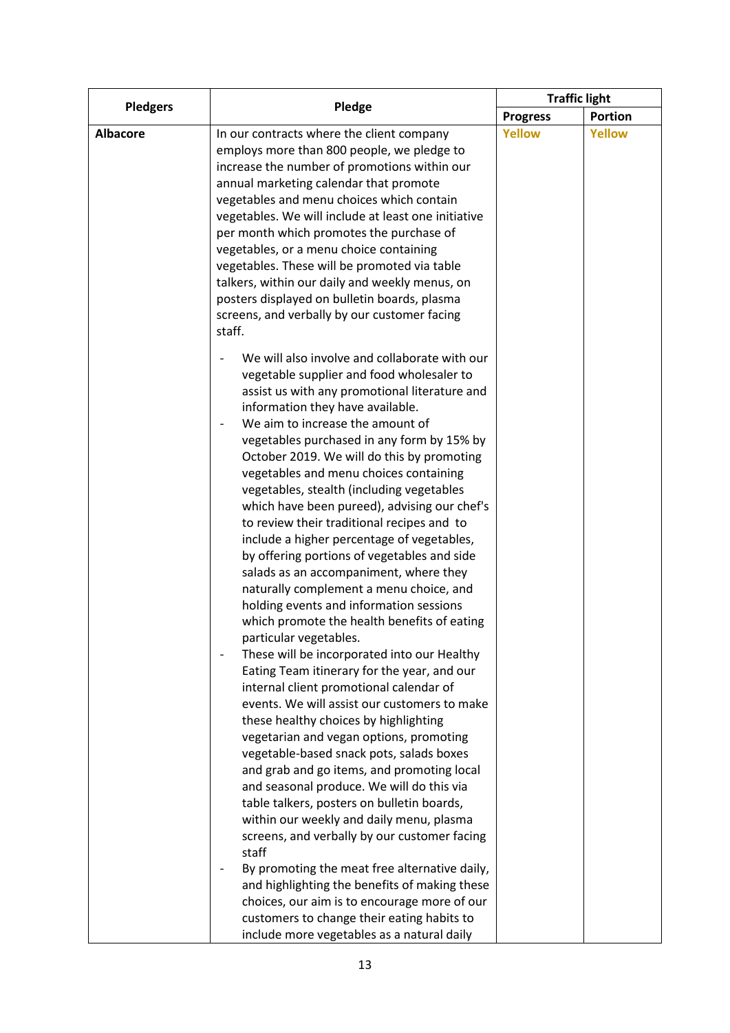| Pledgers | Pledge | Traffic light | |
|---|---|---|---|
| | | Progress | Portion |
| **Albacore** | In our contracts where the client company employs more than 800 people, we pledge to increase the number of promotions within our annual marketing calendar that promote vegetables and menu choices which contain vegetables. We will include at least one initiative per month which promotes the purchase of vegetables, or a menu choice containing vegetables. These will be promoted via table talkers, within our daily and weekly menus, on posters displayed on bulletin boards, plasma screens, and verbally by our customer facing staff.<br><br>- We will also involve and collaborate with our vegetable supplier and food wholesaler to assist us with any promotional literature and information they have available.<br>- We aim to increase the amount of vegetables purchased in any form by 15% by October 2019. We will do this by promoting vegetables and menu choices containing vegetables, stealth (including vegetables which have been pureed), advising our chef's to review their traditional recipes and to include a higher percentage of vegetables, by offering portions of vegetables and side salads as an accompaniment, where they naturally complement a menu choice, and holding events and information sessions which promote the health benefits of eating particular vegetables.<br>- These will be incorporated into our Healthy Eating Team itinerary for the year, and our internal client promotional calendar of events. We will assist our customers to make these healthy choices by highlighting vegetarian and vegan options, promoting vegetable-based snack pots, salads boxes and grab and go items, and promoting local and seasonal produce. We will do this via table talkers, posters on bulletin boards, within our weekly and daily menu, plasma screens, and verbally by our customer facing staff<br>- By promoting the meat free alternative daily, and highlighting the benefits of making these choices, our aim is to encourage more of our customers to change their eating habits to include more vegetables as a natural daily | Yellow | Yellow |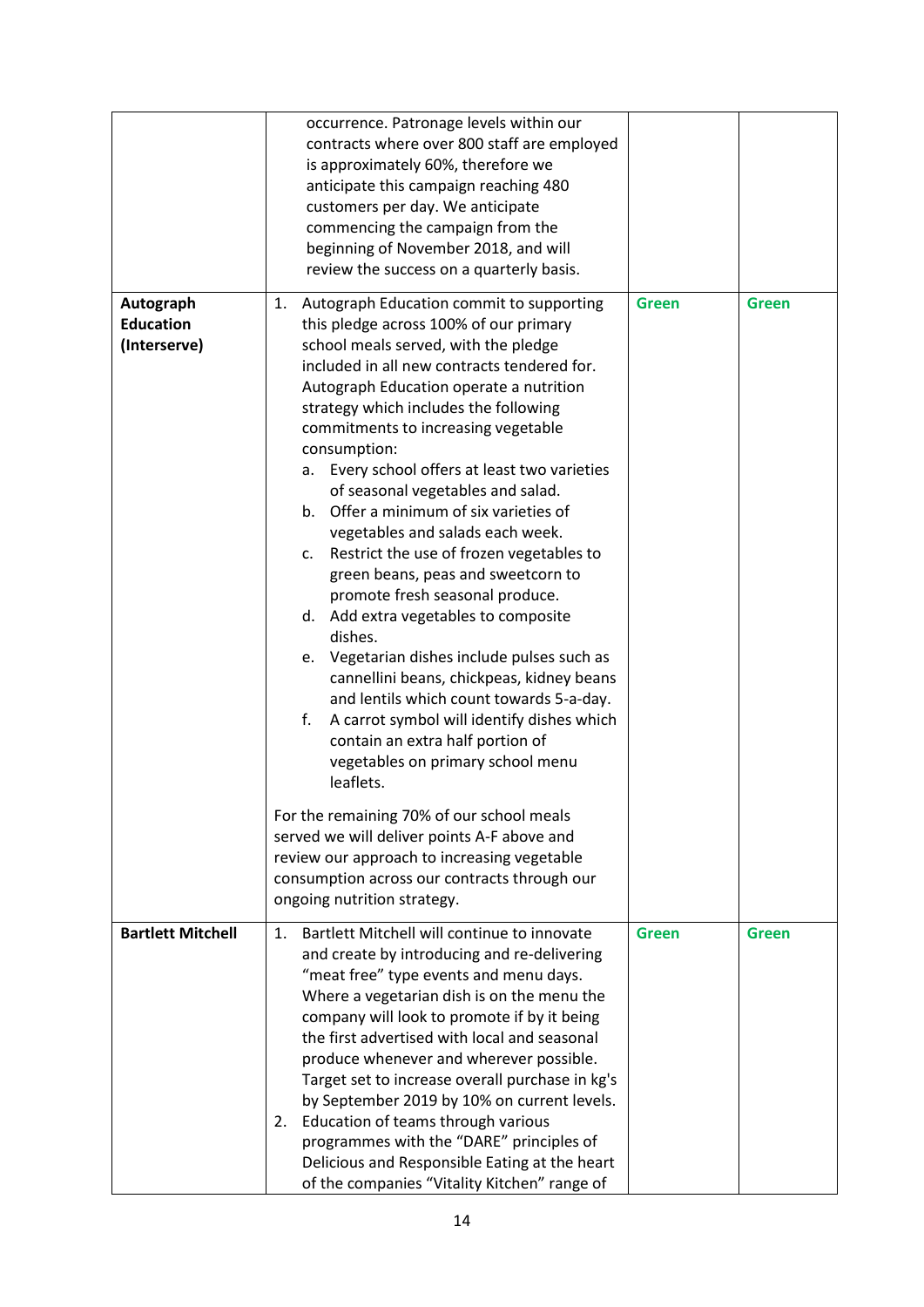| | | | |
|---|---|---|---|
| | occurrence. Patronage levels within our contracts where over 800 staff are employed is approximately 60%, therefore we anticipate this campaign reaching 480 customers per day. We anticipate commencing the campaign from the beginning of November 2018, and will review the success on a quarterly basis. | | |
| **Autograph Education (Interserve)** | 1. Autograph Education commit to supporting this pledge across 100% of our primary school meals served, with the pledge included in all new contracts tendered for. Autograph Education operate a nutrition strategy which includes the following commitments to increasing vegetable consumption:<br>a. Every school offers at least two varieties of seasonal vegetables and salad.<br>b. Offer a minimum of six varieties of vegetables and salads each week.<br>c. Restrict the use of frozen vegetables to green beans, peas and sweetcorn to promote fresh seasonal produce.<br>d. Add extra vegetables to composite dishes.<br>e. Vegetarian dishes include pulses such as cannellini beans, chickpeas, kidney beans and lentils which count towards 5-a-day.<br>f. A carrot symbol will identify dishes which contain an extra half portion of vegetables on primary school menu leaflets.<br><br>For the remaining 70% of our school meals served we will deliver points A-F above and review our approach to increasing vegetable consumption across our contracts through our ongoing nutrition strategy. | **Green** | **Green** |
| **Bartlett Mitchell** | 1. Bartlett Mitchell will continue to innovate and create by introducing and re-delivering "meat free" type events and menu days. Where a vegetarian dish is on the menu the company will look to promote if by it being the first advertised with local and seasonal produce whenever and wherever possible. Target set to increase overall purchase in kg's by September 2019 by 10% on current levels.<br>2. Education of teams through various programmes with the "DARE" principles of Delicious and Responsible Eating at the heart of the companies "Vitality Kitchen" range of | **Green** | **Green** |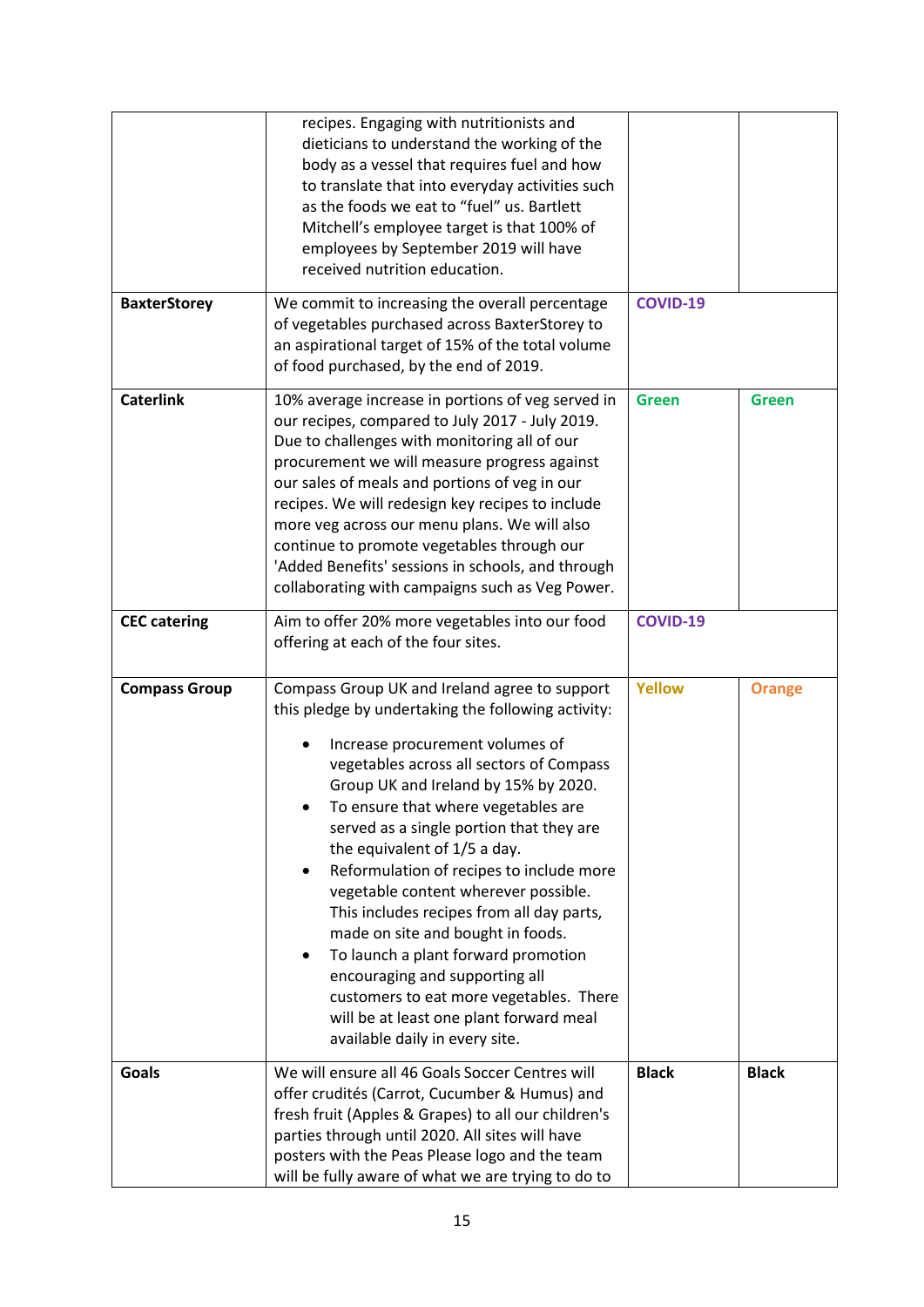| | | | |
|---|---|---|---|
| | recipes. Engaging with nutritionists and dieticians to understand the working of the body as a vessel that requires fuel and how to translate that into everyday activities such as the foods we eat to "fuel" us. Bartlett Mitchell's employee target is that 100% of employees by September 2019 will have received nutrition education. | | |
| **BaxterStorey** | We commit to increasing the overall percentage of vegetables purchased across BaxterStorey to an aspirational target of 15% of the total volume of food purchased, by the end of 2019. | **COVID-19** | |
| **Caterlink** | 10% average increase in portions of veg served in our recipes, compared to July 2017 - July 2019. Due to challenges with monitoring all of our procurement we will measure progress against our sales of meals and portions of veg in our recipes. We will redesign key recipes to include more veg across our menu plans. We will also continue to promote vegetables through our 'Added Benefits' sessions in schools, and through collaborating with campaigns such as Veg Power. | **Green** | **Green** |
| **CEC catering** | Aim to offer 20% more vegetables into our food offering at each of the four sites. | **COVID-19** | |
| **Compass Group** | Compass Group UK and Ireland agree to support this pledge by undertaking the following activity:<br><br>• Increase procurement volumes of vegetables across all sectors of Compass Group UK and Ireland by 15% by 2020.<br>• To ensure that where vegetables are served as a single portion that they are the equivalent of 1/5 a day.<br>• Reformulation of recipes to include more vegetable content wherever possible. This includes recipes from all day parts, made on site and bought in foods.<br>• To launch a plant forward promotion encouraging and supporting all customers to eat more vegetables. There will be at least one plant forward meal available daily in every site. | **Yellow** | **Orange** |
| **Goals** | We will ensure all 46 Goals Soccer Centres will offer crudités (Carrot, Cucumber & Humus) and fresh fruit (Apples & Grapes) to all our children's parties through until 2020. All sites will have posters with the Peas Please logo and the team will be fully aware of what we are trying to do to | **Black** | **Black** |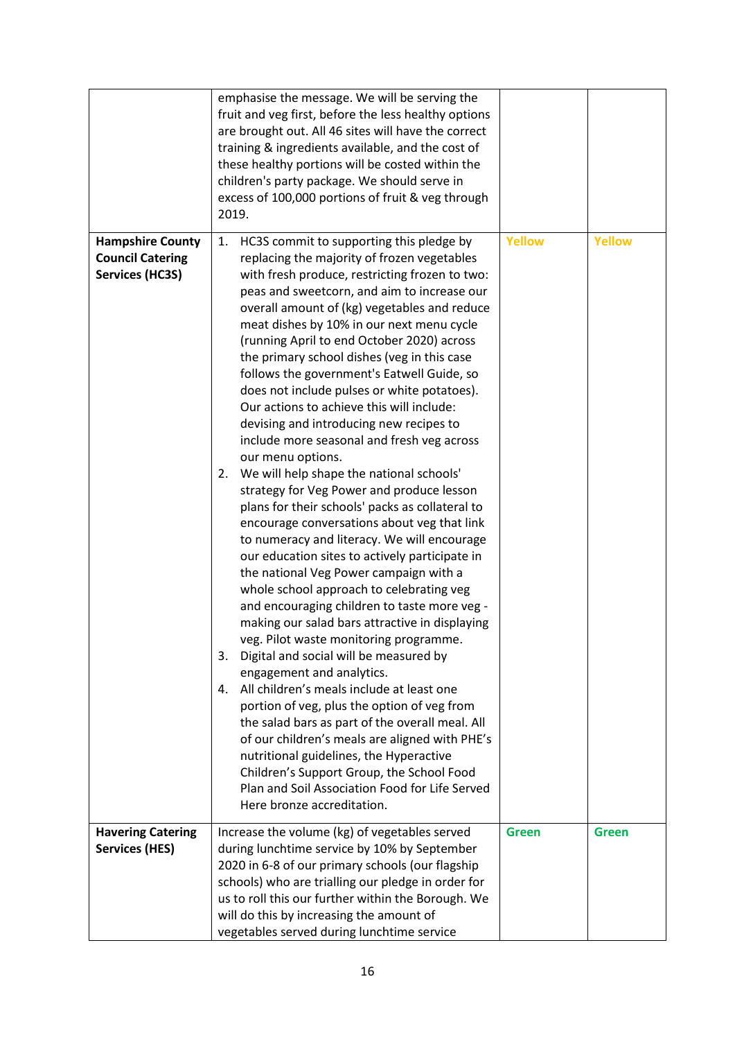| | | | |
|---|---|---|---|
| | emphasise the message. We will be serving the fruit and veg first, before the less healthy options are brought out. All 46 sites will have the correct training & ingredients available, and the cost of these healthy portions will be costed within the children's party package. We should serve in excess of 100,000 portions of fruit & veg through 2019. | | |
| **Hampshire County Council Catering Services (HC3S)** | 1. HC3S commit to supporting this pledge by replacing the majority of frozen vegetables with fresh produce, restricting frozen to two: peas and sweetcorn, and aim to increase our overall amount of (kg) vegetables and reduce meat dishes by 10% in our next menu cycle (running April to end October 2020) across the primary school dishes (veg in this case follows the government's Eatwell Guide, so does not include pulses or white potatoes). Our actions to achieve this will include: devising and introducing new recipes to include more seasonal and fresh veg across our menu options.<br>2. We will help shape the national schools' strategy for Veg Power and produce lesson plans for their schools' packs as collateral to encourage conversations about veg that link to numeracy and literacy. We will encourage our education sites to actively participate in the national Veg Power campaign with a whole school approach to celebrating veg and encouraging children to taste more veg - making our salad bars attractive in displaying veg. Pilot waste monitoring programme.<br>3. Digital and social will be measured by engagement and analytics.<br>4. All children's meals include at least one portion of veg, plus the option of veg from the salad bars as part of the overall meal. All of our children's meals are aligned with PHE's nutritional guidelines, the Hyperactive Children's Support Group, the School Food Plan and Soil Association Food for Life Served Here bronze accreditation. | **Yellow** | **Yellow** |
| **Havering Catering Services (HES)** | Increase the volume (kg) of vegetables served during lunchtime service by 10% by September 2020 in 6-8 of our primary schools (our flagship schools) who are trialling our pledge in order for us to roll this our further within the Borough. We will do this by increasing the amount of vegetables served during lunchtime service | **Green** | **Green** |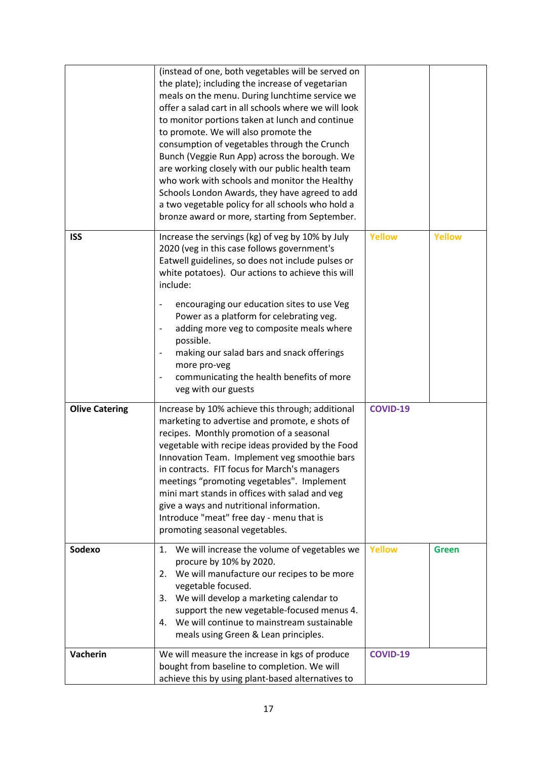| | | | |
|---|---|---|---|
| | (instead of one, both vegetables will be served on the plate); including the increase of vegetarian meals on the menu. During lunchtime service we offer a salad cart in all schools where we will look to monitor portions taken at lunch and continue to promote. We will also promote the consumption of vegetables through the Crunch Bunch (Veggie Run App) across the borough. We are working closely with our public health team who work with schools and monitor the Healthy Schools London Awards, they have agreed to add a two vegetable policy for all schools who hold a bronze award or more, starting from September. | | |
| **ISS** | Increase the servings (kg) of veg by 10% by July 2020 (veg in this case follows government's Eatwell guidelines, so does not include pulses or white potatoes). Our actions to achieve this will include:<br>- encouraging our education sites to use Veg Power as a platform for celebrating veg.<br>- adding more veg to composite meals where possible.<br>- making our salad bars and snack offerings more pro-veg<br>- communicating the health benefits of more veg with our guests | **Yellow** | **Yellow** |
| **Olive Catering** | Increase by 10% achieve this through; additional marketing to advertise and promote, e shots of recipes. Monthly promotion of a seasonal vegetable with recipe ideas provided by the Food Innovation Team. Implement veg smoothie bars in contracts. FIT focus for March's managers meetings "promoting vegetables". Implement mini mart stands in offices with salad and veg give a ways and nutritional information. Introduce "meat" free day - menu that is promoting seasonal vegetables. | **COVID-19** | |
| **Sodexo** | 1. We will increase the volume of vegetables we procure by 10% by 2020.<br>2. We will manufacture our recipes to be more vegetable focused.<br>3. We will develop a marketing calendar to support the new vegetable-focused menus 4.<br>4. We will continue to mainstream sustainable meals using Green & Lean principles. | **Yellow** | **Green** |
| **Vacherin** | We will measure the increase in kgs of produce bought from baseline to completion. We will achieve this by using plant-based alternatives to | **COVID-19** | |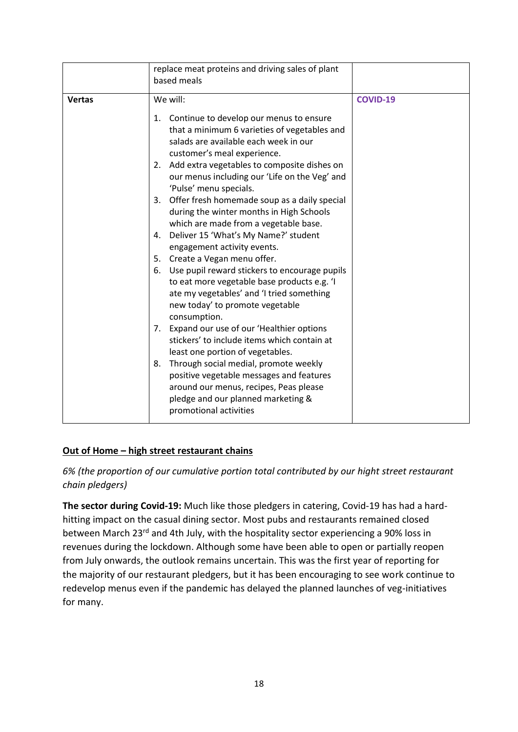| | | |
|---|---|---|
| | replace meat proteins and driving sales of plant based meals | |
| **Vertas** | We will:<br><br>1. Continue to develop our menus to ensure that a minimum 6 varieties of vegetables and salads are available each week in our customer's meal experience.<br>2. Add extra vegetables to composite dishes on our menus including our 'Life on the Veg' and 'Pulse' menu specials.<br>3. Offer fresh homemade soup as a daily special during the winter months in High Schools which are made from a vegetable base.<br>4. Deliver 15 'What's My Name?' student engagement activity events.<br>5. Create a Vegan menu offer.<br>6. Use pupil reward stickers to encourage pupils to eat more vegetable base products e.g. 'I ate my vegetables' and 'I tried something new today' to promote vegetable consumption.<br>7. Expand our use of our 'Healthier options stickers' to include items which contain at least one portion of vegetables.<br>8. Through social medial, promote weekly positive vegetable messages and features around our menus, recipes, Peas please pledge and our planned marketing & promotional activities | **COVID-19** |

## Out of Home – high street restaurant chains

*6% (the proportion of our cumulative portion total contributed by our hight street restaurant chain pledgers)*

**The sector during Covid-19:** Much like those pledgers in catering, Covid-19 has had a hard-hitting impact on the casual dining sector. Most pubs and restaurants remained closed between March 23rd and 4th July, with the hospitality sector experiencing a 90% loss in revenues during the lockdown. Although some have been able to open or partially reopen from July onwards, the outlook remains uncertain. This was the first year of reporting for the majority of our restaurant pledgers, but it has been encouraging to see work continue to redevelop menus even if the pandemic has delayed the planned launches of veg-initiatives for many.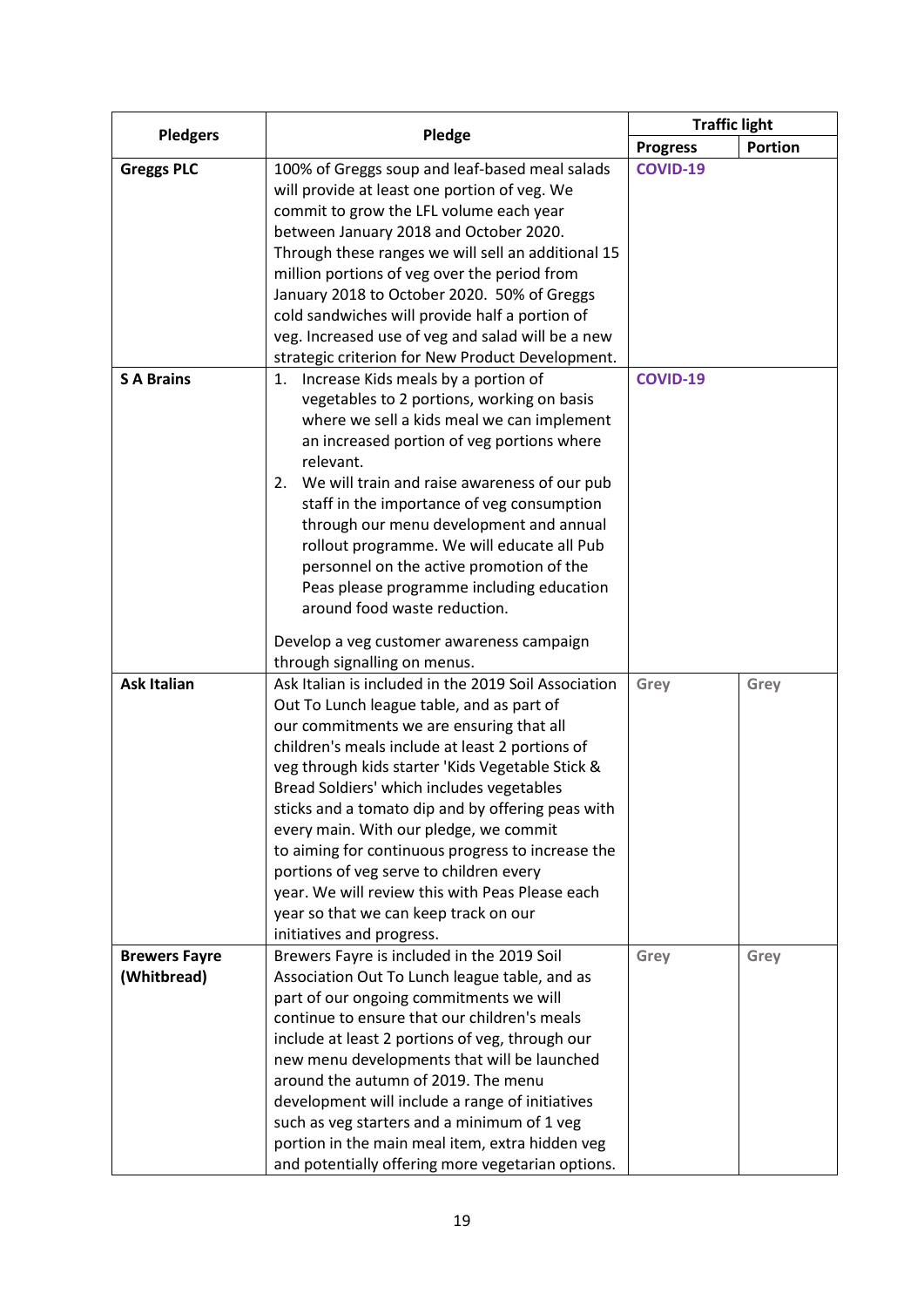| Pledgers | Pledge | Traffic light | |
|---|---|---|---|
| | | Progress | Portion |
| **Greggs PLC** | 100% of Greggs soup and leaf-based meal salads will provide at least one portion of veg. We commit to grow the LFL volume each year between January 2018 and October 2020. Through these ranges we will sell an additional 15 million portions of veg over the period from January 2018 to October 2020. 50% of Greggs cold sandwiches will provide half a portion of veg. Increased use of veg and salad will be a new strategic criterion for New Product Development. | **COVID-19** | |
| **S A Brains** | 1. Increase Kids meals by a portion of vegetables to 2 portions, working on basis where we sell a kids meal we can implement an increased portion of veg portions where relevant.<br>2. We will train and raise awareness of our pub staff in the importance of veg consumption through our menu development and annual rollout programme. We will educate all Pub personnel on the active promotion of the Peas please programme including education around food waste reduction.<br><br>Develop a veg customer awareness campaign through signalling on menus. | **COVID-19** | |
| **Ask Italian** | Ask Italian is included in the 2019 Soil Association Out To Lunch league table, and as part of our commitments we are ensuring that all children's meals include at least 2 portions of veg through kids starter 'Kids Vegetable Stick & Bread Soldiers' which includes vegetables sticks and a tomato dip and by offering peas with every main. With our pledge, we commit to aiming for continuous progress to increase the portions of veg serve to children every year. We will review this with Peas Please each year so that we can keep track on our initiatives and progress. | Grey | Grey |
| **Brewers Fayre (Whitbread)** | Brewers Fayre is included in the 2019 Soil Association Out To Lunch league table, and as part of our ongoing commitments we will continue to ensure that our children's meals include at least 2 portions of veg, through our new menu developments that will be launched around the autumn of 2019. The menu development will include a range of initiatives such as veg starters and a minimum of 1 veg portion in the main meal item, extra hidden veg and potentially offering more vegetarian options. | Grey | Grey |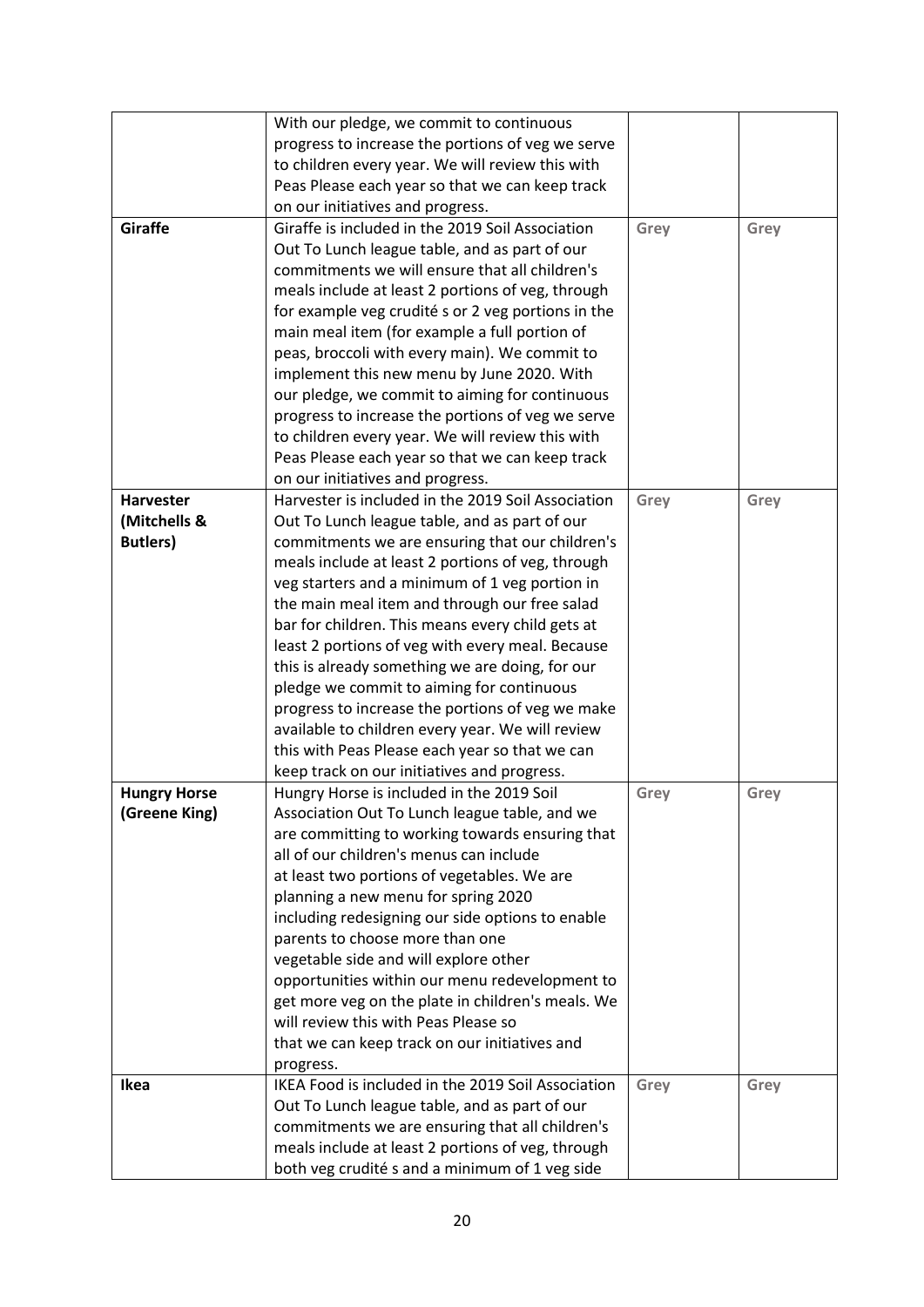| | | | |
|---|---|---|---|
| | With our pledge, we commit to continuous progress to increase the portions of veg we serve to children every year. We will review this with Peas Please each year so that we can keep track on our initiatives and progress. | | |
| **Giraffe** | Giraffe is included in the 2019 Soil Association Out To Lunch league table, and as part of our commitments we will ensure that all children's meals include at least 2 portions of veg, through for example veg crudité s or 2 veg portions in the main meal item (for example a full portion of peas, broccoli with every main). We commit to implement this new menu by June 2020. With our pledge, we commit to aiming for continuous progress to increase the portions of veg we serve to children every year. We will review this with Peas Please each year so that we can keep track on our initiatives and progress. | Grey | Grey |
| **Harvester (Mitchells & Butlers)** | Harvester is included in the 2019 Soil Association Out To Lunch league table, and as part of our commitments we are ensuring that our children's meals include at least 2 portions of veg, through veg starters and a minimum of 1 veg portion in the main meal item and through our free salad bar for children. This means every child gets at least 2 portions of veg with every meal. Because this is already something we are doing, for our pledge we commit to aiming for continuous progress to increase the portions of veg we make available to children every year. We will review this with Peas Please each year so that we can keep track on our initiatives and progress. | Grey | Grey |
| **Hungry Horse (Greene King)** | Hungry Horse is included in the 2019 Soil Association Out To Lunch league table, and we are committing to working towards ensuring that all of our children's menus can include at least two portions of vegetables. We are planning a new menu for spring 2020 including redesigning our side options to enable parents to choose more than one vegetable side and will explore other opportunities within our menu redevelopment to get more veg on the plate in children's meals. We will review this with Peas Please so that we can keep track on our initiatives and progress. | Grey | Grey |
| **Ikea** | IKEA Food is included in the 2019 Soil Association Out To Lunch league table, and as part of our commitments we are ensuring that all children's meals include at least 2 portions of veg, through both veg crudité s and a minimum of 1 veg side | Grey | Grey |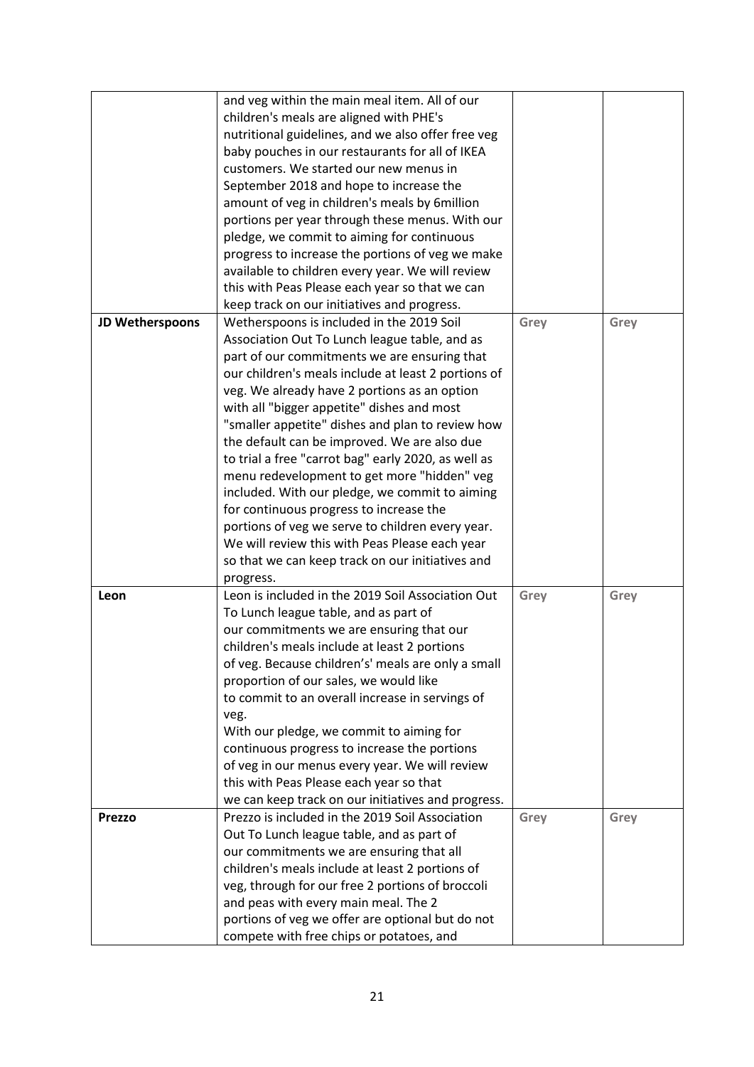| | | | |
|---|---|---|---|
| | and veg within the main meal item. All of our children's meals are aligned with PHE's nutritional guidelines, and we also offer free veg baby pouches in our restaurants for all of IKEA customers. We started our new menus in September 2018 and hope to increase the amount of veg in children's meals by 6million portions per year through these menus. With our pledge, we commit to aiming for continuous progress to increase the portions of veg we make available to children every year. We will review this with Peas Please each year so that we can keep track on our initiatives and progress. | | |
| **JD Wetherspoons** | Wetherspoons is included in the 2019 Soil Association Out To Lunch league table, and as part of our commitments we are ensuring that our children's meals include at least 2 portions of veg. We already have 2 portions as an option with all "bigger appetite" dishes and most "smaller appetite" dishes and plan to review how the default can be improved. We are also due to trial a free "carrot bag" early 2020, as well as menu redevelopment to get more "hidden" veg included. With our pledge, we commit to aiming for continuous progress to increase the portions of veg we serve to children every year. We will review this with Peas Please each year so that we can keep track on our initiatives and progress. | Grey | Grey |
| **Leon** | Leon is included in the 2019 Soil Association Out To Lunch league table, and as part of our commitments we are ensuring that our children's meals include at least 2 portions of veg. Because children's' meals are only a small proportion of our sales, we would like to commit to an overall increase in servings of veg.<br>With our pledge, we commit to aiming for continuous progress to increase the portions of veg in our menus every year. We will review this with Peas Please each year so that we can keep track on our initiatives and progress. | Grey | Grey |
| **Prezzo** | Prezzo is included in the 2019 Soil Association Out To Lunch league table, and as part of our commitments we are ensuring that all children's meals include at least 2 portions of veg, through for our free 2 portions of broccoli and peas with every main meal. The 2 portions of veg we offer are optional but do not compete with free chips or potatoes, and | Grey | Grey |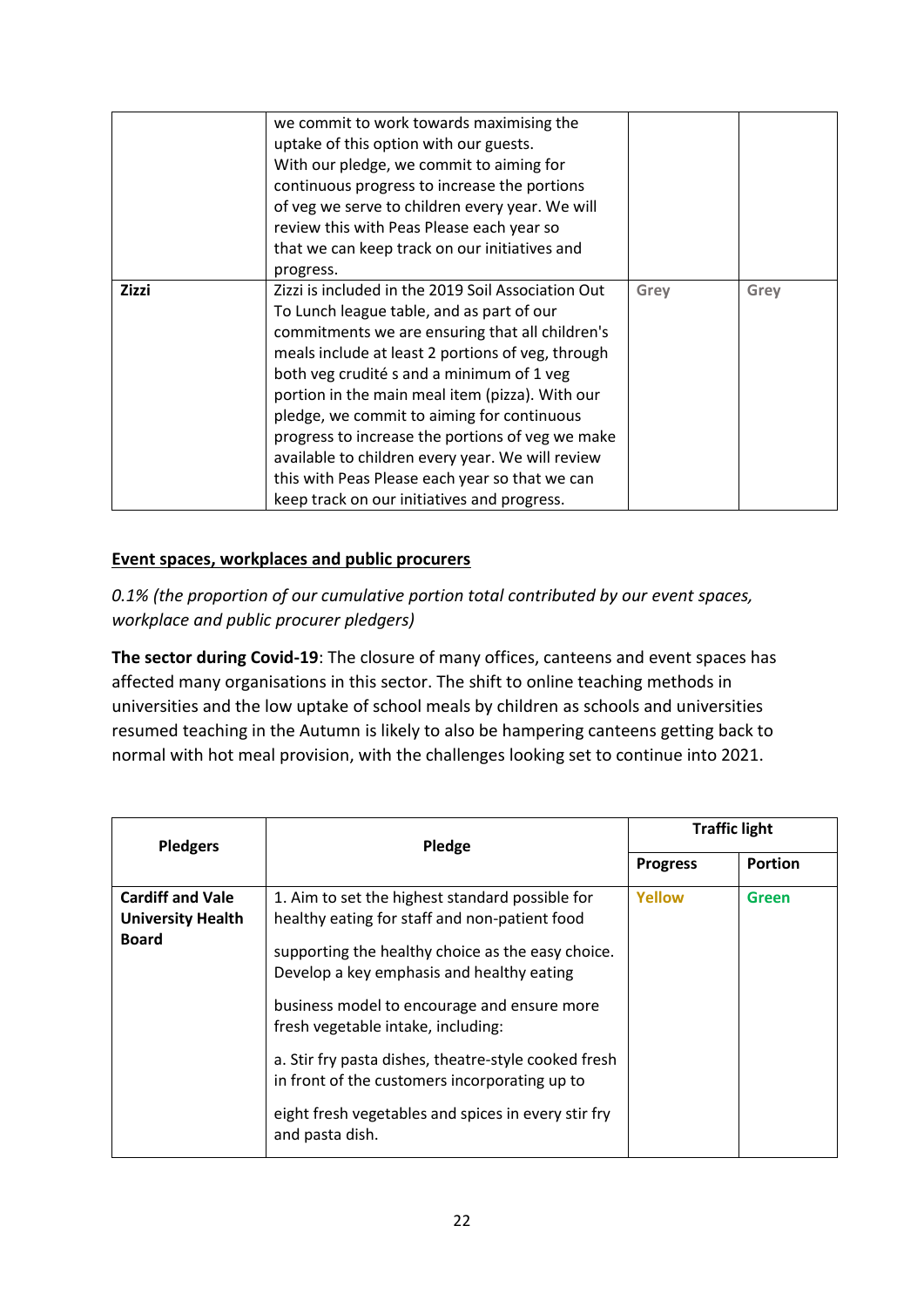| | | | |
|---|---|---|---|
| | we commit to work towards maximising the uptake of this option with our guests. With our pledge, we commit to aiming for continuous progress to increase the portions of veg we serve to children every year. We will review this with Peas Please each year so that we can keep track on our initiatives and progress. | | |
| **Zizzi** | Zizzi is included in the 2019 Soil Association Out To Lunch league table, and as part of our commitments we are ensuring that all children's meals include at least 2 portions of veg, through both veg crudité s and a minimum of 1 veg portion in the main meal item (pizza). With our pledge, we commit to aiming for continuous progress to increase the portions of veg we make available to children every year. We will review this with Peas Please each year so that we can keep track on our initiatives and progress. | Grey | Grey |

## Event spaces, workplaces and public procurers

*0.1% (the proportion of our cumulative portion total contributed by our event spaces, workplace and public procurer pledgers)*

**The sector during Covid-19**: The closure of many offices, canteens and event spaces has affected many organisations in this sector. The shift to online teaching methods in universities and the low uptake of school meals by children as schools and universities resumed teaching in the Autumn is likely to also be hampering canteens getting back to normal with hot meal provision, with the challenges looking set to continue into 2021.

| Pledgers | Pledge | Traffic light | |
|---|---|---|---|
| | | **Progress** | **Portion** |
| **Cardiff and Vale University Health Board** | 1. Aim to set the highest standard possible for healthy eating for staff and non-patient food<br><br>supporting the healthy choice as the easy choice. Develop a key emphasis and healthy eating<br><br>business model to encourage and ensure more fresh vegetable intake, including:<br><br>a. Stir fry pasta dishes, theatre-style cooked fresh in front of the customers incorporating up to<br><br>eight fresh vegetables and spices in every stir fry and pasta dish. | Yellow | Green |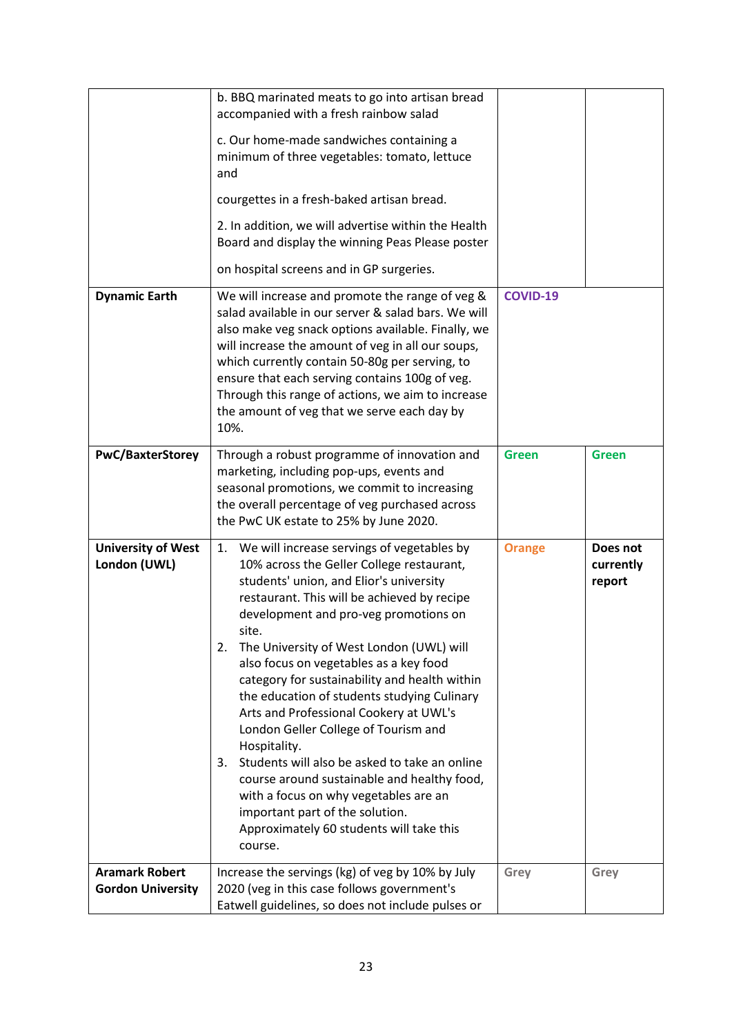| | | | |
|---|---|---|---|
| | b. BBQ marinated meats to go into artisan bread accompanied with a fresh rainbow salad<br><br>c. Our home-made sandwiches containing a minimum of three vegetables: tomato, lettuce and<br><br>courgettes in a fresh-baked artisan bread.<br><br>2. In addition, we will advertise within the Health Board and display the winning Peas Please poster<br><br>on hospital screens and in GP surgeries. | | |
| **Dynamic Earth** | We will increase and promote the range of veg & salad available in our server & salad bars. We will also make veg snack options available. Finally, we will increase the amount of veg in all our soups, which currently contain 50-80g per serving, to ensure that each serving contains 100g of veg. Through this range of actions, we aim to increase the amount of veg that we serve each day by 10%. | **COVID-19** | |
| **PwC/BaxterStorey** | Through a robust programme of innovation and marketing, including pop-ups, events and seasonal promotions, we commit to increasing the overall percentage of veg purchased across the PwC UK estate to 25% by June 2020. | **Green** | **Green** |
| **University of West London (UWL)** | 1. We will increase servings of vegetables by 10% across the Geller College restaurant, students' union, and Elior's university restaurant. This will be achieved by recipe development and pro-veg promotions on site.<br>2. The University of West London (UWL) will also focus on vegetables as a key food category for sustainability and health within the education of students studying Culinary Arts and Professional Cookery at UWL's London Geller College of Tourism and Hospitality.<br>3. Students will also be asked to take an online course around sustainable and healthy food, with a focus on why vegetables are an important part of the solution. Approximately 60 students will take this course. | **Orange** | **Does not currently report** |
| **Aramark Robert Gordon University** | Increase the servings (kg) of veg by 10% by July 2020 (veg in this case follows government's Eatwell guidelines, so does not include pulses or | **Grey** | **Grey** |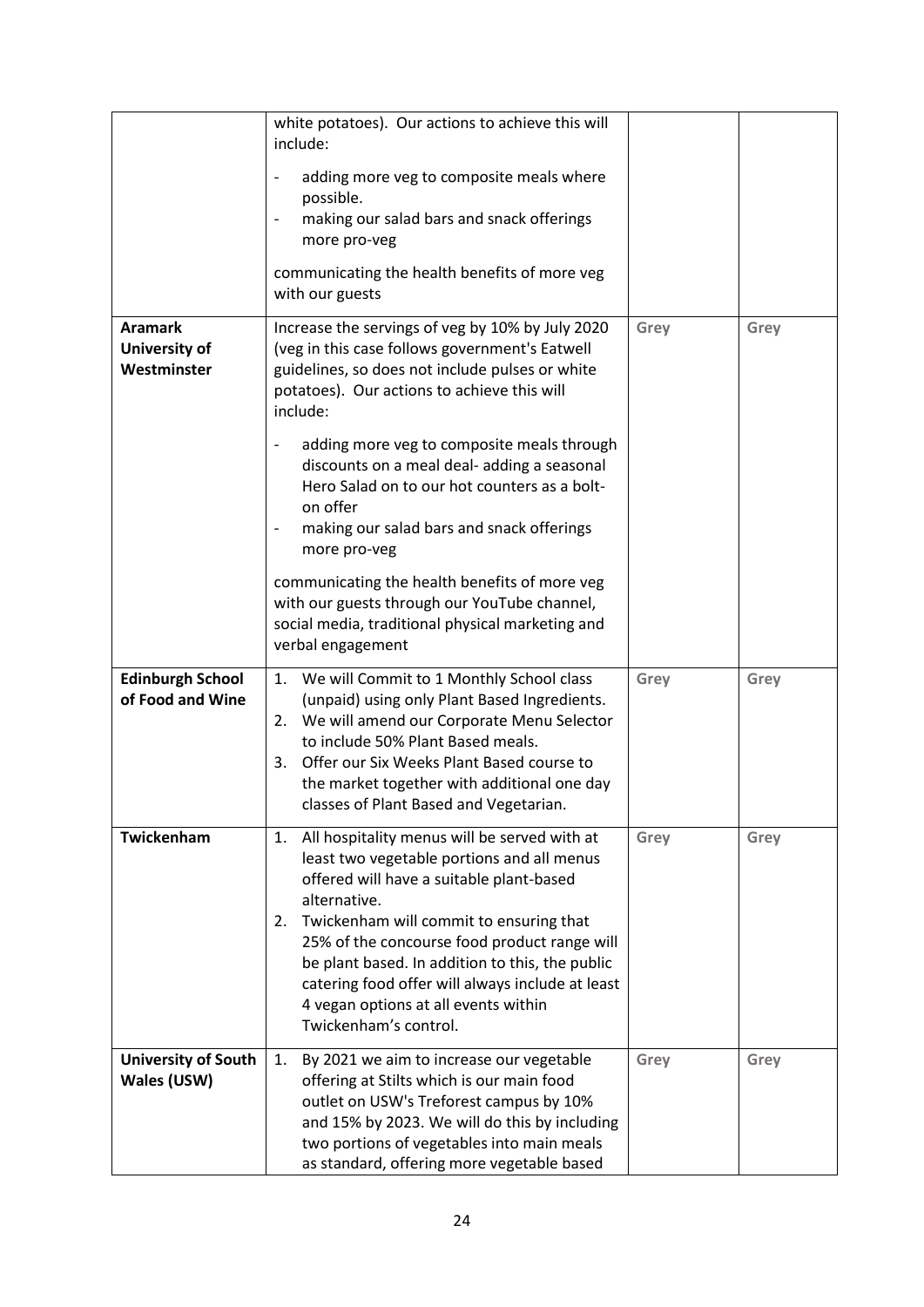| | | | |
|---|---|---|---|
| | white potatoes). Our actions to achieve this will include:<br>- adding more veg to composite meals where possible.<br>- making our salad bars and snack offerings more pro-veg<br><br>communicating the health benefits of more veg with our guests | | |
| **Aramark University of Westminster** | Increase the servings of veg by 10% by July 2020 (veg in this case follows government's Eatwell guidelines, so does not include pulses or white potatoes). Our actions to achieve this will include:<br>- adding more veg to composite meals through discounts on a meal deal- adding a seasonal Hero Salad on to our hot counters as a bolt-on offer<br>- making our salad bars and snack offerings more pro-veg<br><br>communicating the health benefits of more veg with our guests through our YouTube channel, social media, traditional physical marketing and verbal engagement | Grey | Grey |
| **Edinburgh School of Food and Wine** | 1. We will Commit to 1 Monthly School class (unpaid) using only Plant Based Ingredients.<br>2. We will amend our Corporate Menu Selector to include 50% Plant Based meals.<br>3. Offer our Six Weeks Plant Based course to the market together with additional one day classes of Plant Based and Vegetarian. | Grey | Grey |
| **Twickenham** | 1. All hospitality menus will be served with at least two vegetable portions and all menus offered will have a suitable plant-based alternative.<br>2. Twickenham will commit to ensuring that 25% of the concourse food product range will be plant based. In addition to this, the public catering food offer will always include at least 4 vegan options at all events within Twickenham's control. | Grey | Grey |
| **University of South Wales (USW)** | 1. By 2021 we aim to increase our vegetable offering at Stilts which is our main food outlet on USW's Treforest campus by 10% and 15% by 2023. We will do this by including two portions of vegetables into main meals as standard, offering more vegetable based | Grey | Grey |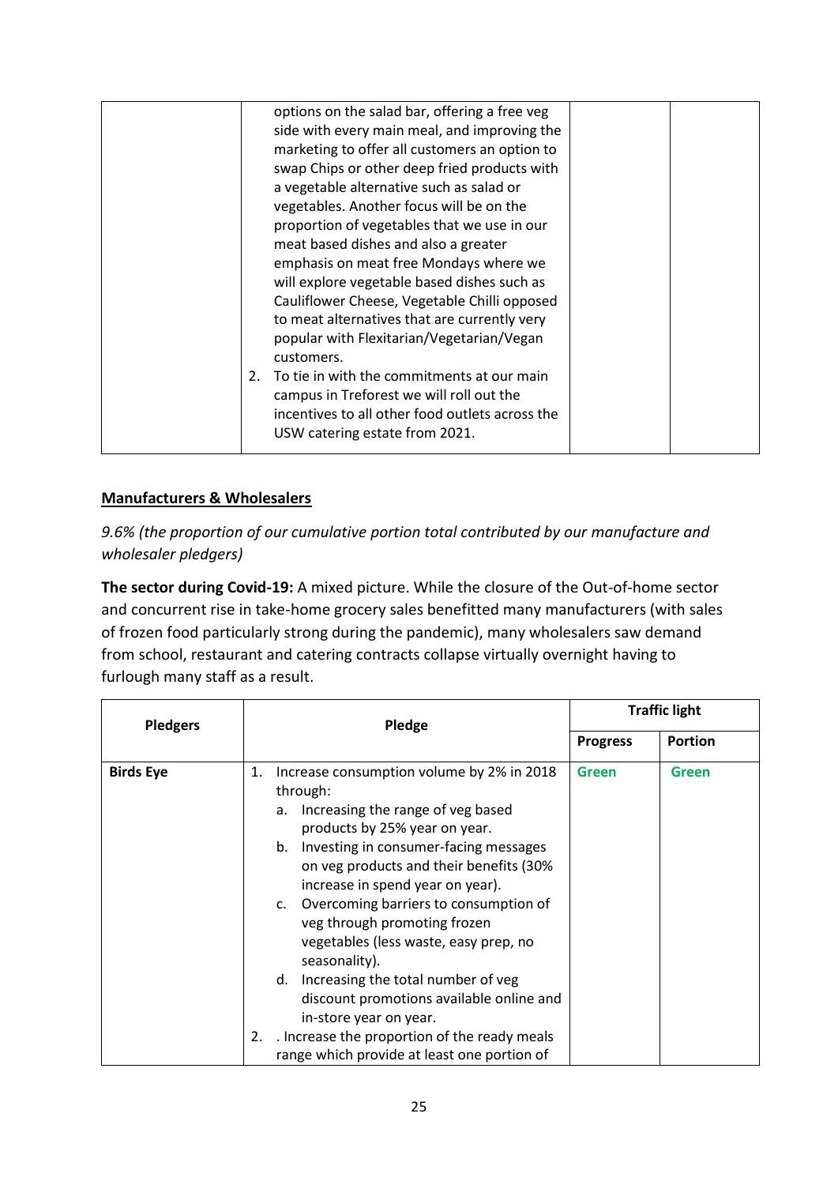| | | | |
|---|---|---|---|
| | options on the salad bar, offering a free veg side with every main meal, and improving the marketing to offer all customers an option to swap Chips or other deep fried products with a vegetable alternative such as salad or vegetables. Another focus will be on the proportion of vegetables that we use in our meat based dishes and also a greater emphasis on meat free Mondays where we will explore vegetable based dishes such as Cauliflower Cheese, Vegetable Chilli opposed to meat alternatives that are currently very popular with Flexitarian/Vegetarian/Vegan customers.<br>2. To tie in with the commitments at our main campus in Treforest we will roll out the incentives to all other food outlets across the USW catering estate from 2021. | | |

## Manufacturers & Wholesalers

*9.6% (the proportion of our cumulative portion total contributed by our manufacture and wholesaler pledgers)*

**The sector during Covid-19:** A mixed picture. While the closure of the Out-of-home sector and concurrent rise in take-home grocery sales benefitted many manufacturers (with sales of frozen food particularly strong during the pandemic), many wholesalers saw demand from school, restaurant and catering contracts collapse virtually overnight having to furlough many staff as a result.

| Pledgers | Pledge | Traffic light | |
|---|---|---|---|
| | | Progress | Portion |
| **Birds Eye** | 1. Increase consumption volume by 2% in 2018 through:<br>a. Increasing the range of veg based products by 25% year on year.<br>b. Investing in consumer-facing messages on veg products and their benefits (30% increase in spend year on year).<br>c. Overcoming barriers to consumption of veg through promoting frozen vegetables (less waste, easy prep, no seasonality).<br>d. Increasing the total number of veg discount promotions available online and in-store year on year.<br>2. . Increase the proportion of the ready meals range which provide at least one portion of | **Green** | **Green** |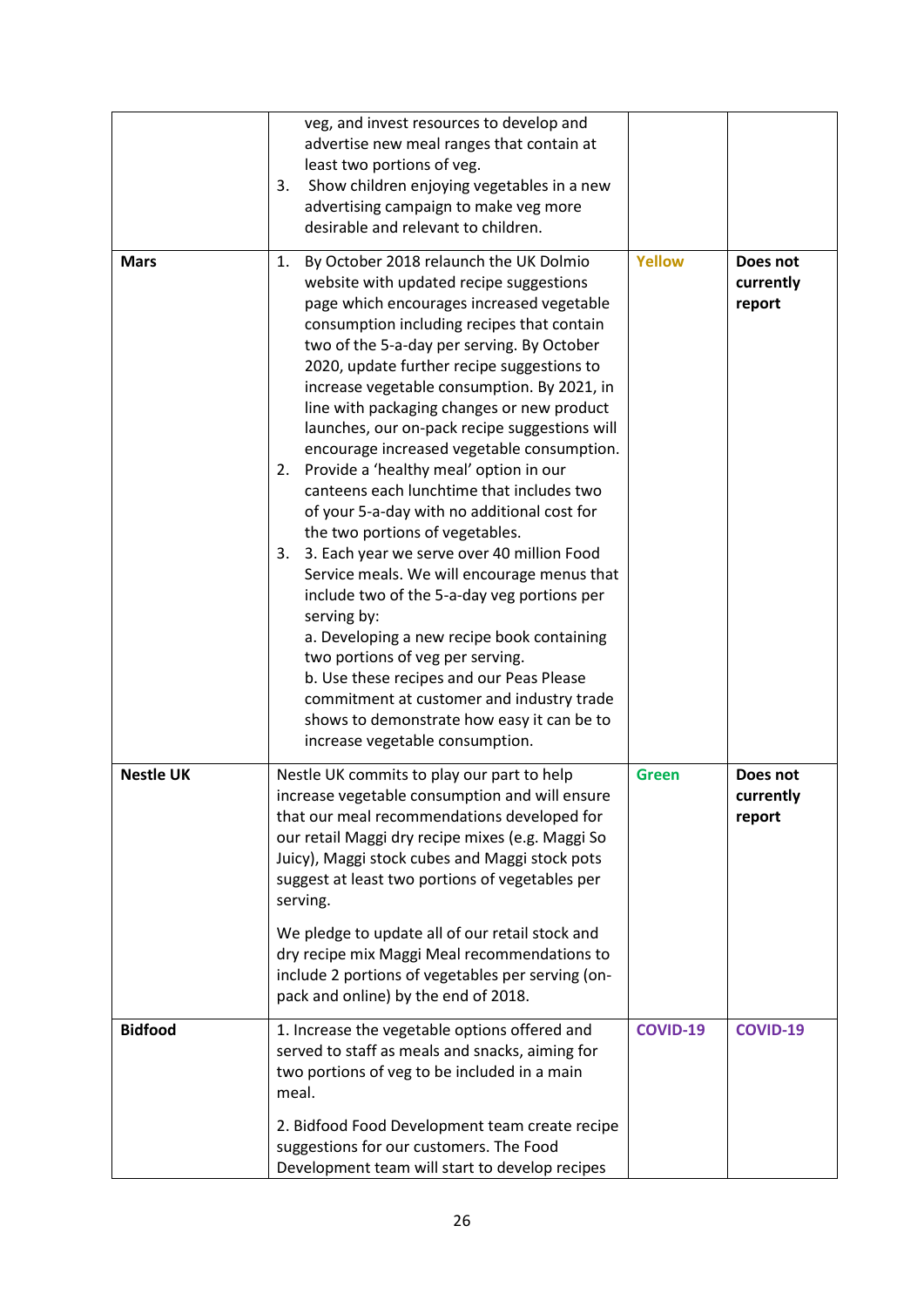| | | | |
|---|---|---|---|
| | veg, and invest resources to develop and advertise new meal ranges that contain at least two portions of veg.<br>3. Show children enjoying vegetables in a new advertising campaign to make veg more desirable and relevant to children. | | |
| **Mars** | 1. By October 2018 relaunch the UK Dolmio website with updated recipe suggestions page which encourages increased vegetable consumption including recipes that contain two of the 5-a-day per serving. By October 2020, update further recipe suggestions to increase vegetable consumption. By 2021, in line with packaging changes or new product launches, our on-pack recipe suggestions will encourage increased vegetable consumption.<br>2. Provide a 'healthy meal' option in our canteens each lunchtime that includes two of your 5-a-day with no additional cost for the two portions of vegetables.<br>3. 3. Each year we serve over 40 million Food Service meals. We will encourage menus that include two of the 5-a-day veg portions per serving by:<br>a. Developing a new recipe book containing two portions of veg per serving.<br>b. Use these recipes and our Peas Please commitment at customer and industry trade shows to demonstrate how easy it can be to increase vegetable consumption. | **Yellow** | **Does not currently report** |
| **Nestle UK** | Nestle UK commits to play our part to help increase vegetable consumption and will ensure that our meal recommendations developed for our retail Maggi dry recipe mixes (e.g. Maggi So Juicy), Maggi stock cubes and Maggi stock pots suggest at least two portions of vegetables per serving.<br><br>We pledge to update all of our retail stock and dry recipe mix Maggi Meal recommendations to include 2 portions of vegetables per serving (on-pack and online) by the end of 2018. | **Green** | **Does not currently report** |
| **Bidfood** | 1. Increase the vegetable options offered and served to staff as meals and snacks, aiming for two portions of veg to be included in a main meal.<br><br>2. Bidfood Food Development team create recipe suggestions for our customers. The Food Development team will start to develop recipes | **COVID-19** | **COVID-19** |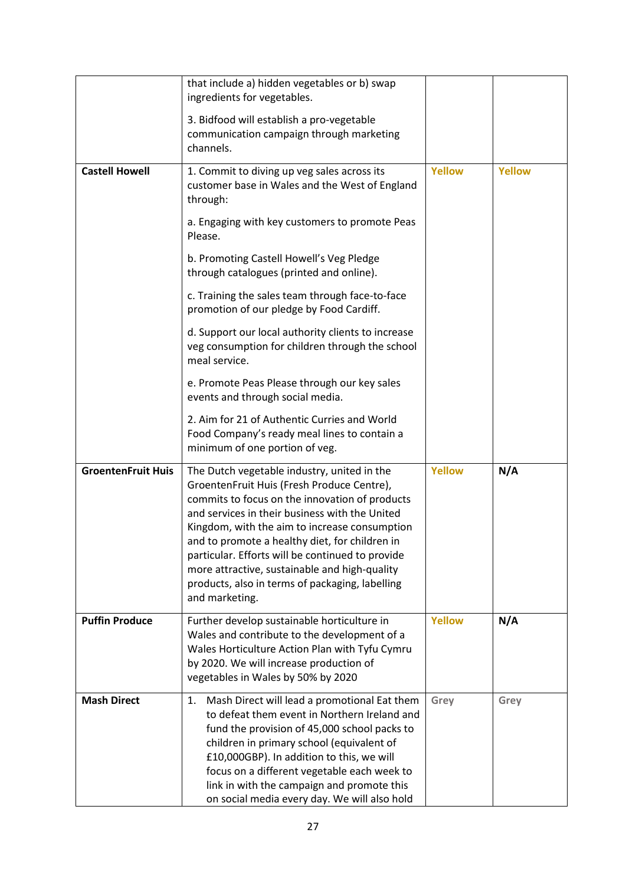| | | | |
|---|---|---|---|
| | that include a) hidden vegetables or b) swap ingredients for vegetables.<br><br>3. Bidfood will establish a pro-vegetable communication campaign through marketing channels. | | |
| **Castell Howell** | 1. Commit to diving up veg sales across its customer base in Wales and the West of England through:<br><br>a. Engaging with key customers to promote Peas Please.<br><br>b. Promoting Castell Howell's Veg Pledge through catalogues (printed and online).<br><br>c. Training the sales team through face-to-face promotion of our pledge by Food Cardiff.<br><br>d. Support our local authority clients to increase veg consumption for children through the school meal service.<br><br>e. Promote Peas Please through our key sales events and through social media.<br><br>2. Aim for 21 of Authentic Curries and World Food Company's ready meal lines to contain a minimum of one portion of veg. | **Yellow** | **Yellow** |
| **GroentenFruit Huis** | The Dutch vegetable industry, united in the GroentenFruit Huis (Fresh Produce Centre), commits to focus on the innovation of products and services in their business with the United Kingdom, with the aim to increase consumption and to promote a healthy diet, for children in particular. Efforts will be continued to provide more attractive, sustainable and high-quality products, also in terms of packaging, labelling and marketing. | **Yellow** | **N/A** |
| **Puffin Produce** | Further develop sustainable horticulture in Wales and contribute to the development of a Wales Horticulture Action Plan with Tyfu Cymru by 2020. We will increase production of vegetables in Wales by 50% by 2020 | **Yellow** | **N/A** |
| **Mash Direct** | 1. Mash Direct will lead a promotional Eat them to defeat them event in Northern Ireland and fund the provision of 45,000 school packs to children in primary school (equivalent of £10,000GBP). In addition to this, we will focus on a different vegetable each week to link in with the campaign and promote this on social media every day. We will also hold | **Grey** | **Grey** |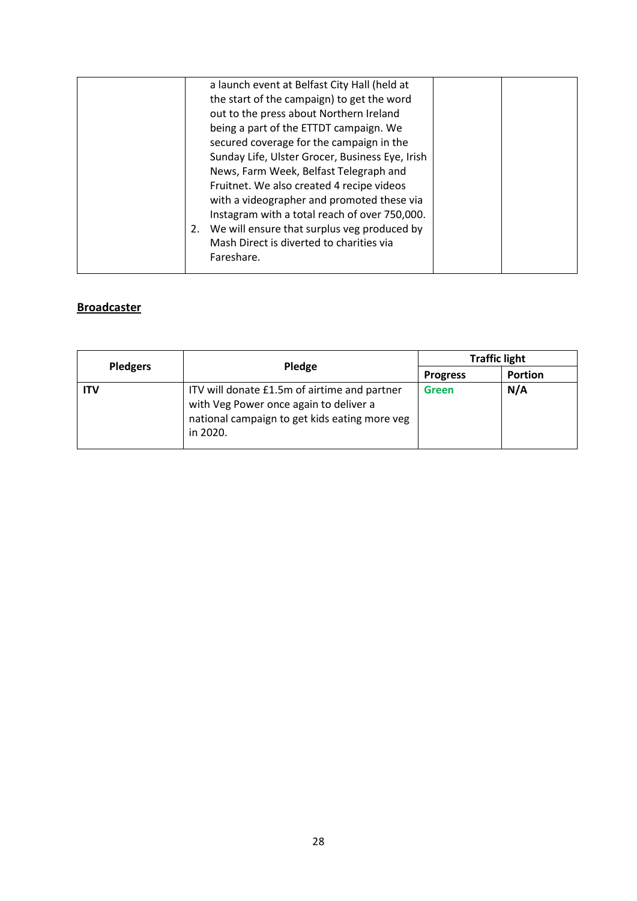| | | | |
|---|---|---|---|
| | a launch event at Belfast City Hall (held at the start of the campaign) to get the word out to the press about Northern Ireland being a part of the ETTDT campaign. We secured coverage for the campaign in the Sunday Life, Ulster Grocer, Business Eye, Irish News, Farm Week, Belfast Telegraph and Fruitnet. We also created 4 recipe videos with a videographer and promoted these via Instagram with a total reach of over 750,000.<br>2. We will ensure that surplus veg produced by Mash Direct is diverted to charities via Fareshare. | | |

## Broadcaster

| Pledgers | Pledge | Traffic light | |
|---|---|---|---|
| | | **Progress** | **Portion** |
| **ITV** | ITV will donate £1.5m of airtime and partner with Veg Power once again to deliver a national campaign to get kids eating more veg in 2020. | **Green** | **N/A** |